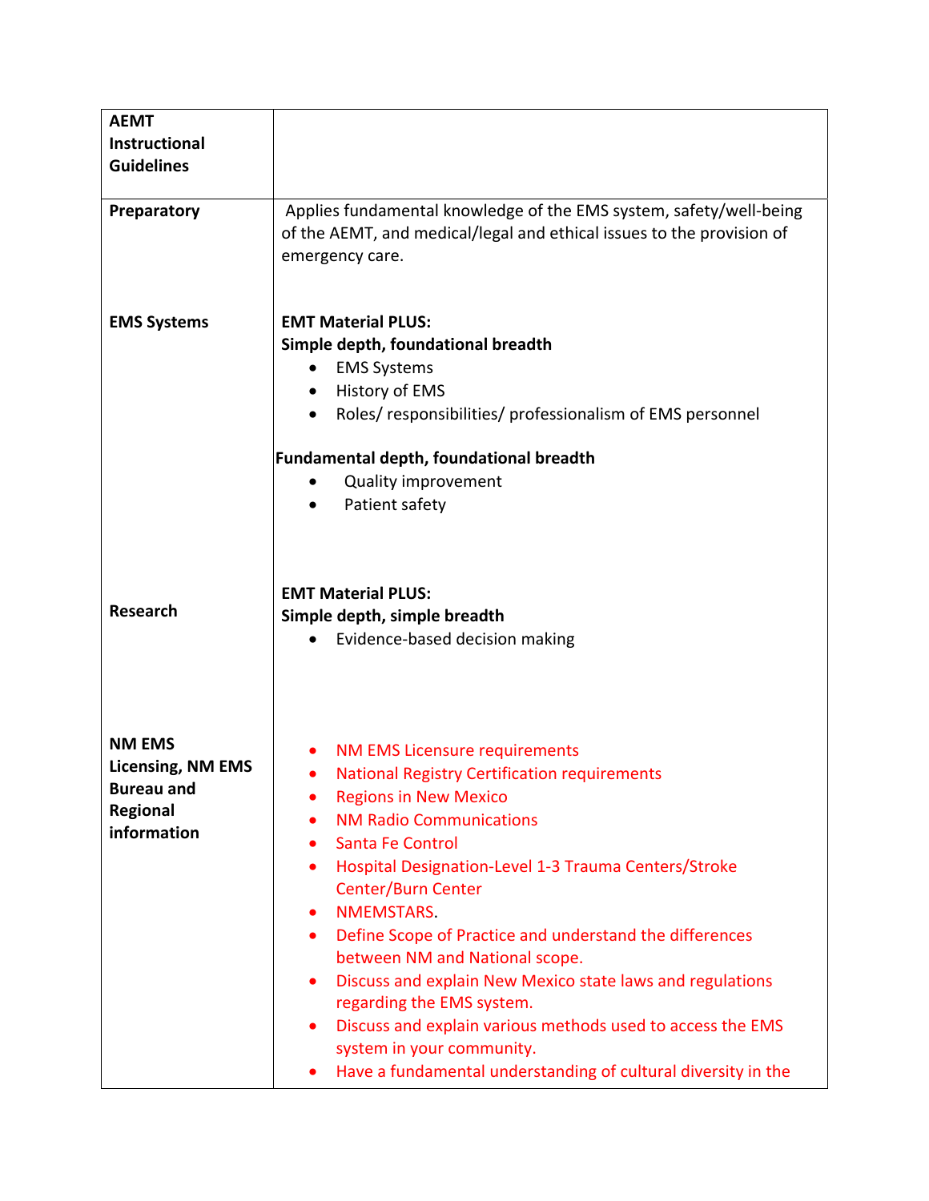| AEMT Instructional Guidelines | |
|---|---|
| **Preparatory** | Applies fundamental knowledge of the EMS system, safety/well-being of the AEMT, and medical/legal and ethical issues to the provision of emergency care. |
| **EMS Systems** | **EMT Material PLUS:**<br>**Simple depth, foundational breadth**<br>• EMS Systems<br>• History of EMS<br>• Roles/ responsibilities/ professionalism of EMS personnel<br><br>**Fundamental depth, foundational breadth**<br>• Quality improvement<br>• Patient safety |
| **Research** | **EMT Material PLUS:**<br>**Simple depth, simple breadth**<br>• Evidence-based decision making |
| **NM EMS Licensing, NM EMS Bureau and Regional information** | • NM EMS Licensure requirements<br>• National Registry Certification requirements<br>• Regions in New Mexico<br>• NM Radio Communications<br>• Santa Fe Control<br>• Hospital Designation-Level 1-3 Trauma Centers/Stroke Center/Burn Center<br>• NMEMSTARS.<br>• Define Scope of Practice and understand the differences between NM and National scope.<br>• Discuss and explain New Mexico state laws and regulations regarding the EMS system.<br>• Discuss and explain various methods used to access the EMS system in your community.<br>• Have a fundamental understanding of cultural diversity in the |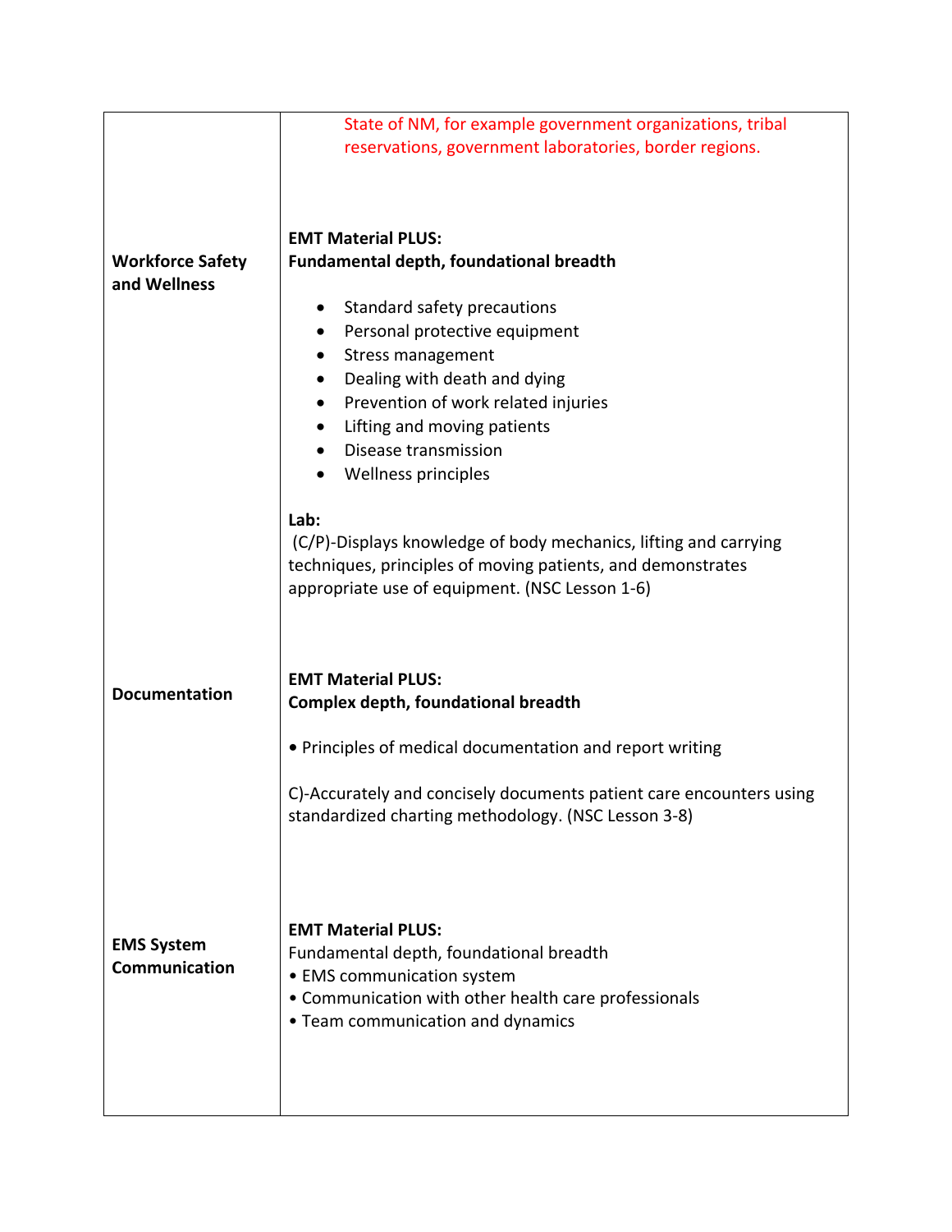| | |
|---|---|
| | State of NM, for example government organizations, tribal reservations, government laboratories, border regions. |
| **Workforce Safety and Wellness** | **EMT Material PLUS:**<br>**Fundamental depth, foundational breadth**<br><br>• Standard safety precautions<br>• Personal protective equipment<br>• Stress management<br>• Dealing with death and dying<br>• Prevention of work related injuries<br>• Lifting and moving patients<br>• Disease transmission<br>• Wellness principles<br><br>**Lab:**<br>(C/P)-Displays knowledge of body mechanics, lifting and carrying techniques, principles of moving patients, and demonstrates appropriate use of equipment. (NSC Lesson 1-6) |
| **Documentation** | **EMT Material PLUS:**<br>**Complex depth, foundational breadth**<br><br>• Principles of medical documentation and report writing<br><br>C)-Accurately and concisely documents patient care encounters using standardized charting methodology. (NSC Lesson 3-8) |
| **EMS System Communication** | **EMT Material PLUS:**<br>Fundamental depth, foundational breadth<br>• EMS communication system<br>• Communication with other health care professionals<br>• Team communication and dynamics |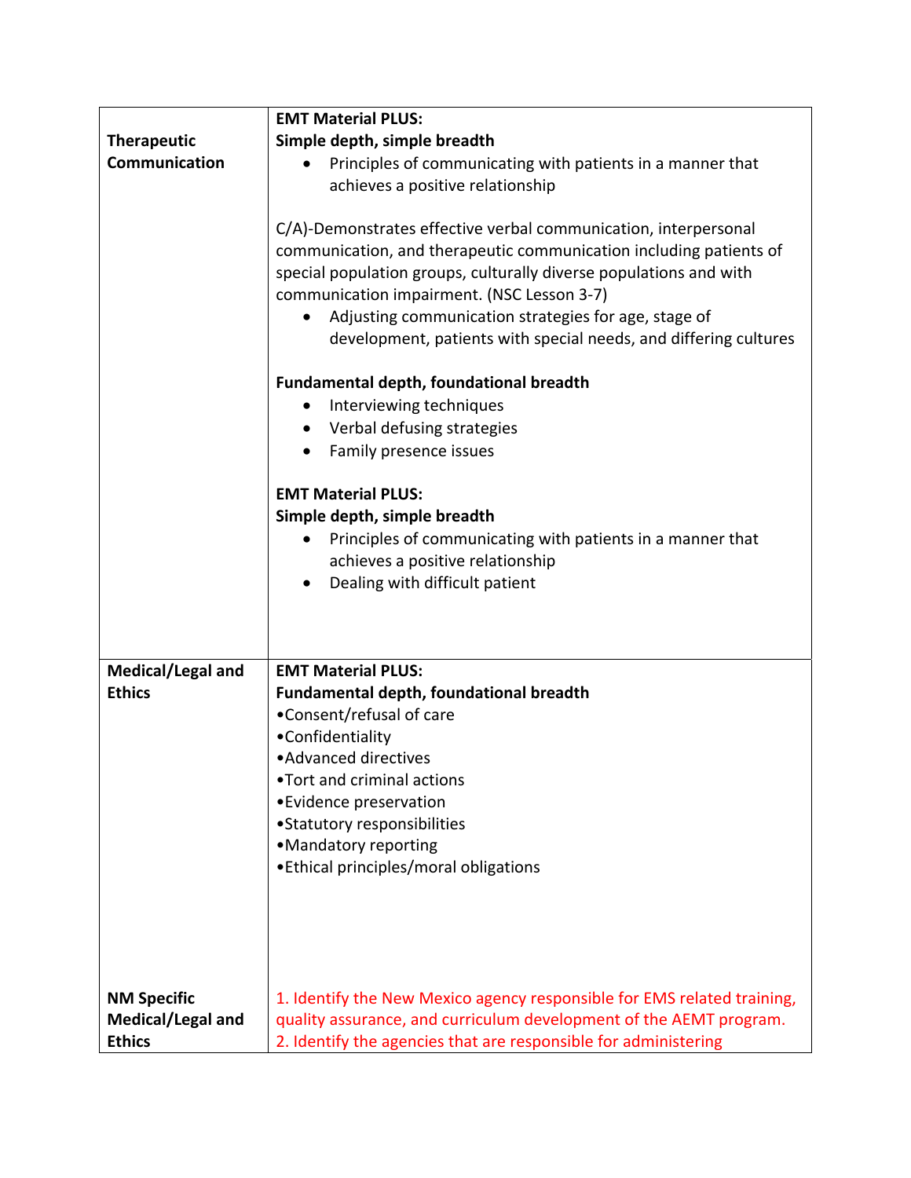| | |
|---|---|
| **Therapeutic Communication** | **EMT Material PLUS:**<br>**Simple depth, simple breadth**<br>• Principles of communicating with patients in a manner that achieves a positive relationship<br><br>C/A)-Demonstrates effective verbal communication, interpersonal communication, and therapeutic communication including patients of special population groups, culturally diverse populations and with communication impairment. (NSC Lesson 3-7)<br>• Adjusting communication strategies for age, stage of development, patients with special needs, and differing cultures<br><br>**Fundamental depth, foundational breadth**<br>• Interviewing techniques<br>• Verbal defusing strategies<br>• Family presence issues<br><br>**EMT Material PLUS:**<br>**Simple depth, simple breadth**<br>• Principles of communicating with patients in a manner that achieves a positive relationship<br>• Dealing with difficult patient |
| **Medical/Legal and Ethics** | **EMT Material PLUS:**<br>**Fundamental depth, foundational breadth**<br>•Consent/refusal of care<br>•Confidentiality<br>•Advanced directives<br>•Tort and criminal actions<br>•Evidence preservation<br>•Statutory responsibilities<br>•Mandatory reporting<br>•Ethical principles/moral obligations |
| **NM Specific Medical/Legal and Ethics** | 1. Identify the New Mexico agency responsible for EMS related training, quality assurance, and curriculum development of the AEMT program.<br>2. Identify the agencies that are responsible for administering |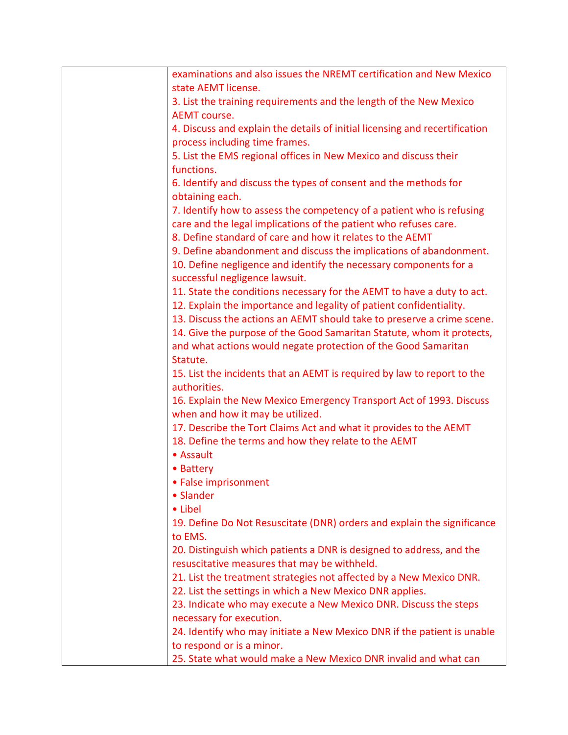| | |
|---|---|
| | examinations and also issues the NREMT certification and New Mexico state AEMT license.<br>3. List the training requirements and the length of the New Mexico AEMT course.<br>4. Discuss and explain the details of initial licensing and recertification process including time frames.<br>5. List the EMS regional offices in New Mexico and discuss their functions.<br>6. Identify and discuss the types of consent and the methods for obtaining each.<br>7. Identify how to assess the competency of a patient who is refusing care and the legal implications of the patient who refuses care.<br>8. Define standard of care and how it relates to the AEMT<br>9. Define abandonment and discuss the implications of abandonment.<br>10. Define negligence and identify the necessary components for a successful negligence lawsuit.<br>11. State the conditions necessary for the AEMT to have a duty to act.<br>12. Explain the importance and legality of patient confidentiality.<br>13. Discuss the actions an AEMT should take to preserve a crime scene.<br>14. Give the purpose of the Good Samaritan Statute, whom it protects, and what actions would negate protection of the Good Samaritan Statute.<br>15. List the incidents that an AEMT is required by law to report to the authorities.<br>16. Explain the New Mexico Emergency Transport Act of 1993. Discuss when and how it may be utilized.<br>17. Describe the Tort Claims Act and what it provides to the AEMT<br>18. Define the terms and how they relate to the AEMT<br>• Assault<br>• Battery<br>• False imprisonment<br>• Slander<br>• Libel<br>19. Define Do Not Resuscitate (DNR) orders and explain the significance to EMS.<br>20. Distinguish which patients a DNR is designed to address, and the resuscitative measures that may be withheld.<br>21. List the treatment strategies not affected by a New Mexico DNR.<br>22. List the settings in which a New Mexico DNR applies.<br>23. Indicate who may execute a New Mexico DNR. Discuss the steps necessary for execution.<br>24. Identify who may initiate a New Mexico DNR if the patient is unable to respond or is a minor.<br>25. State what would make a New Mexico DNR invalid and what can |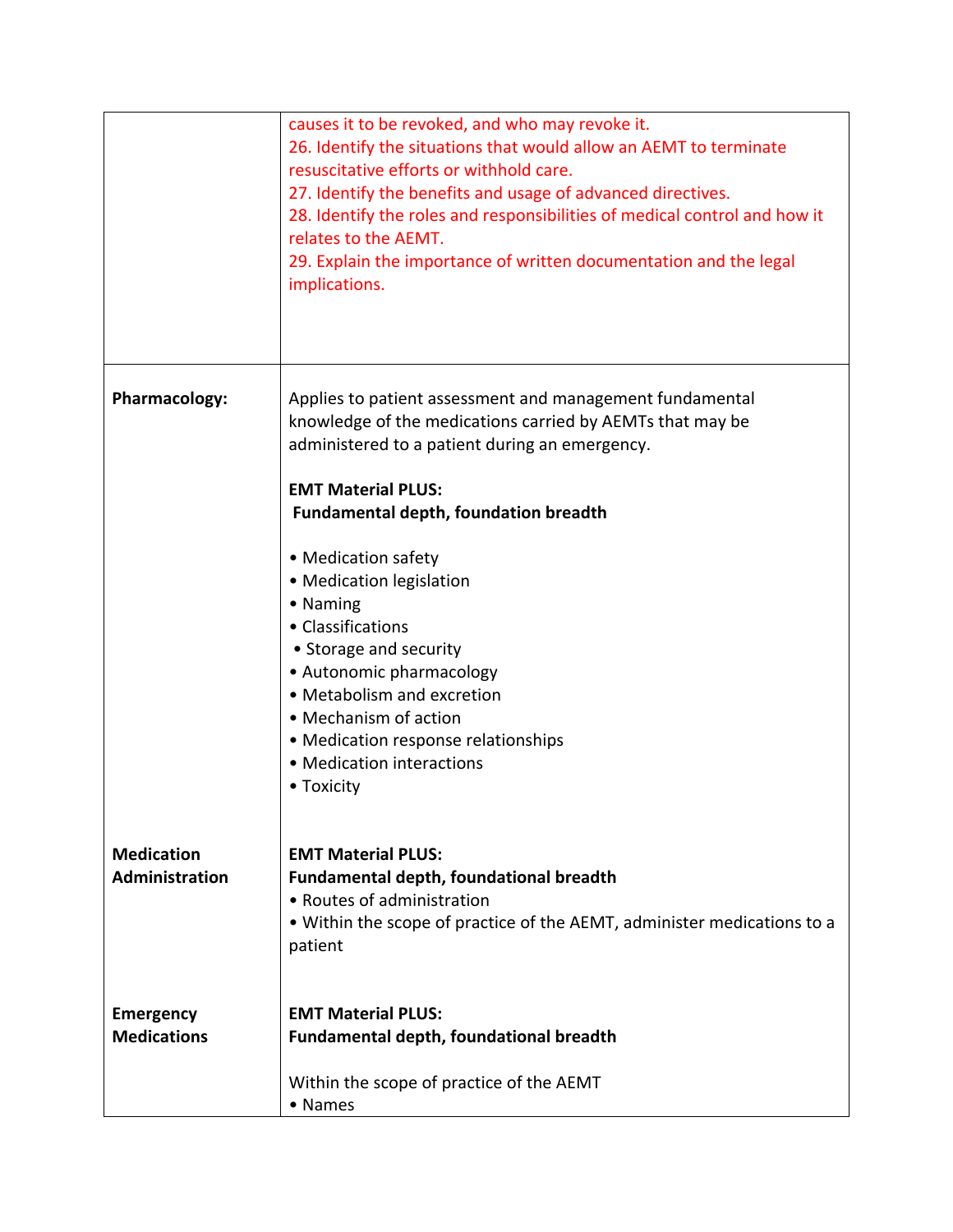| | |
|---|---|
| | causes it to be revoked, and who may revoke it.<br>26. Identify the situations that would allow an AEMT to terminate resuscitative efforts or withhold care.<br>27. Identify the benefits and usage of advanced directives.<br>28. Identify the roles and responsibilities of medical control and how it relates to the AEMT.<br>29. Explain the importance of written documentation and the legal implications. |
| **Pharmacology:** | Applies to patient assessment and management fundamental knowledge of the medications carried by AEMTs that may be administered to a patient during an emergency.<br><br>**EMT Material PLUS:**<br>**Fundamental depth, foundation breadth**<br><br>• Medication safety<br>• Medication legislation<br>• Naming<br>• Classifications<br>• Storage and security<br>• Autonomic pharmacology<br>• Metabolism and excretion<br>• Mechanism of action<br>• Medication response relationships<br>• Medication interactions<br>• Toxicity |
| **Medication Administration** | **EMT Material PLUS:**<br>**Fundamental depth, foundational breadth**<br>• Routes of administration<br>• Within the scope of practice of the AEMT, administer medications to a patient |
| **Emergency Medications** | **EMT Material PLUS:**<br>**Fundamental depth, foundational breadth**<br><br>Within the scope of practice of the AEMT<br>• Names |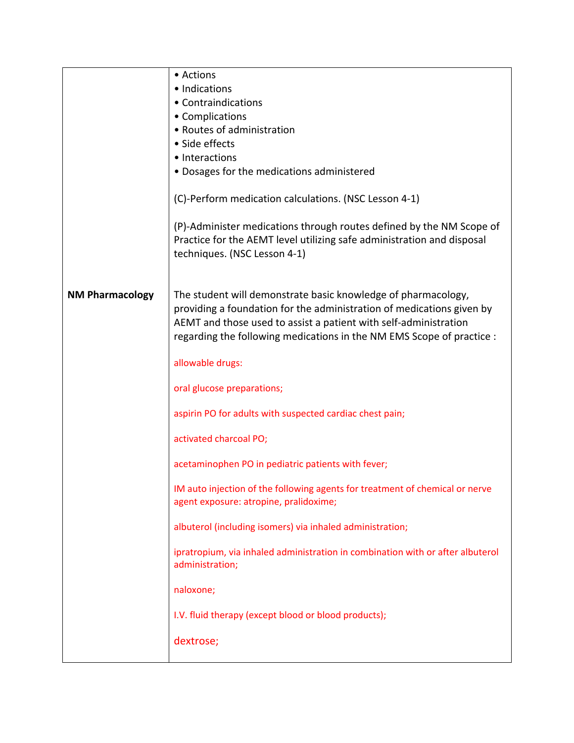| | |
|---|---|
| | • Actions<br>• Indications<br>• Contraindications<br>• Complications<br>• Routes of administration<br>• Side effects<br>• Interactions<br>• Dosages for the medications administered<br><br>(C)-Perform medication calculations. (NSC Lesson 4-1)<br><br>(P)-Administer medications through routes defined by the NM Scope of Practice for the AEMT level utilizing safe administration and disposal techniques. (NSC Lesson 4-1) |
| **NM Pharmacology** | The student will demonstrate basic knowledge of pharmacology, providing a foundation for the administration of medications given by AEMT and those used to assist a patient with self-administration regarding the following medications in the NM EMS Scope of practice :<br><br>allowable drugs:<br><br>oral glucose preparations;<br><br>aspirin PO for adults with suspected cardiac chest pain;<br><br>activated charcoal PO;<br><br>acetaminophen PO in pediatric patients with fever;<br><br>IM auto injection of the following agents for treatment of chemical or nerve agent exposure: atropine, pralidoxime;<br><br>albuterol (including isomers) via inhaled administration;<br><br>ipratropium, via inhaled administration in combination with or after albuterol administration;<br><br>naloxone;<br><br>I.V. fluid therapy (except blood or blood products);<br><br>dextrose; |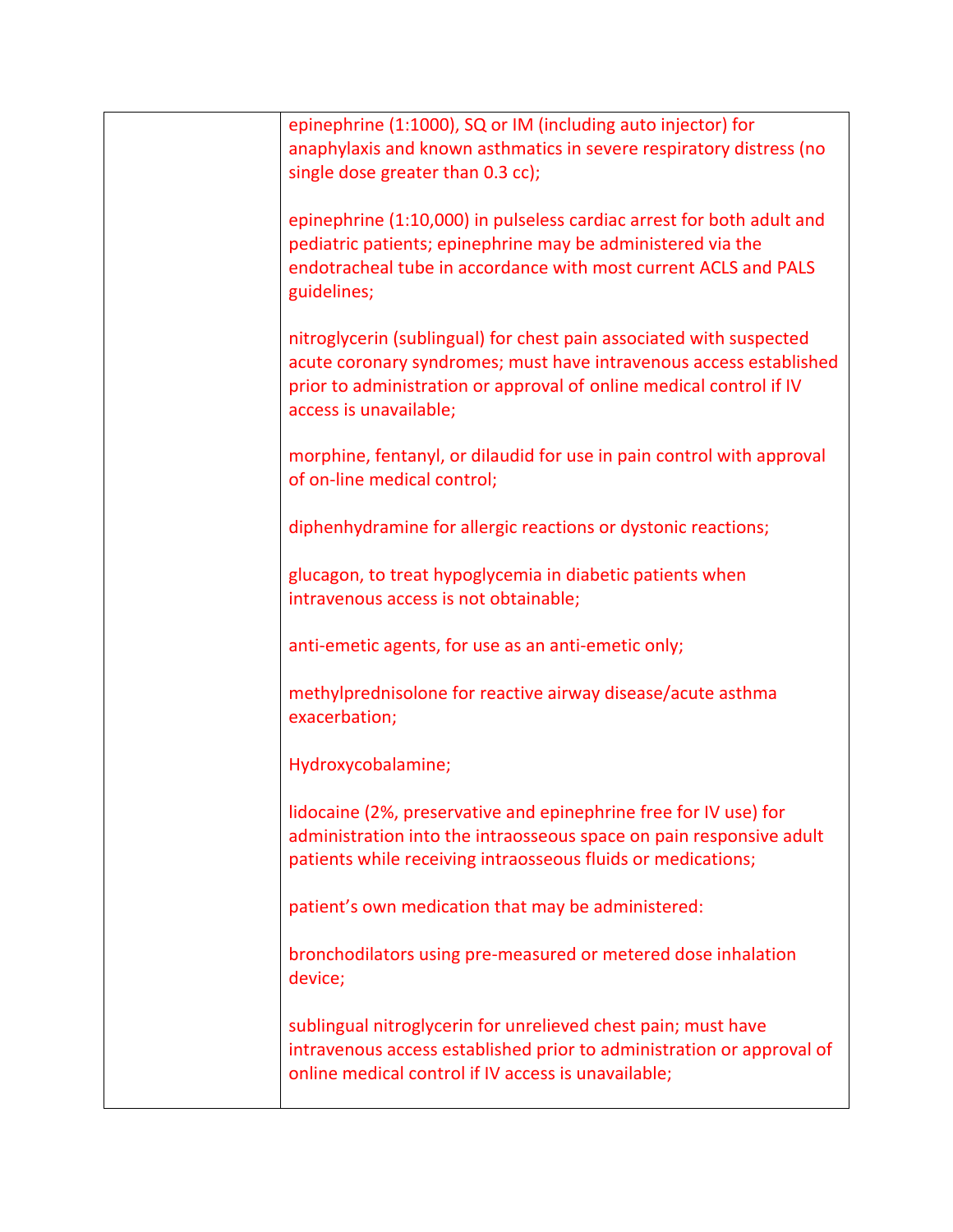| | |
|---|---|
| | epinephrine (1:1000), SQ or IM (including auto injector) for anaphylaxis and known asthmatics in severe respiratory distress (no single dose greater than 0.3 cc);<br><br>epinephrine (1:10,000) in pulseless cardiac arrest for both adult and pediatric patients; epinephrine may be administered via the endotracheal tube in accordance with most current ACLS and PALS guidelines;<br><br>nitroglycerin (sublingual) for chest pain associated with suspected acute coronary syndromes; must have intravenous access established prior to administration or approval of online medical control if IV access is unavailable;<br><br>morphine, fentanyl, or dilaudid for use in pain control with approval of on-line medical control;<br><br>diphenhydramine for allergic reactions or dystonic reactions;<br><br>glucagon, to treat hypoglycemia in diabetic patients when intravenous access is not obtainable;<br><br>anti-emetic agents, for use as an anti-emetic only;<br><br>methylprednisolone for reactive airway disease/acute asthma exacerbation;<br><br>Hydroxycobalamine;<br><br>lidocaine (2%, preservative and epinephrine free for IV use) for administration into the intraosseous space on pain responsive adult patients while receiving intraosseous fluids or medications;<br><br>patient's own medication that may be administered:<br><br>bronchodilators using pre-measured or metered dose inhalation device;<br><br>sublingual nitroglycerin for unrelieved chest pain; must have intravenous access established prior to administration or approval of online medical control if IV access is unavailable; |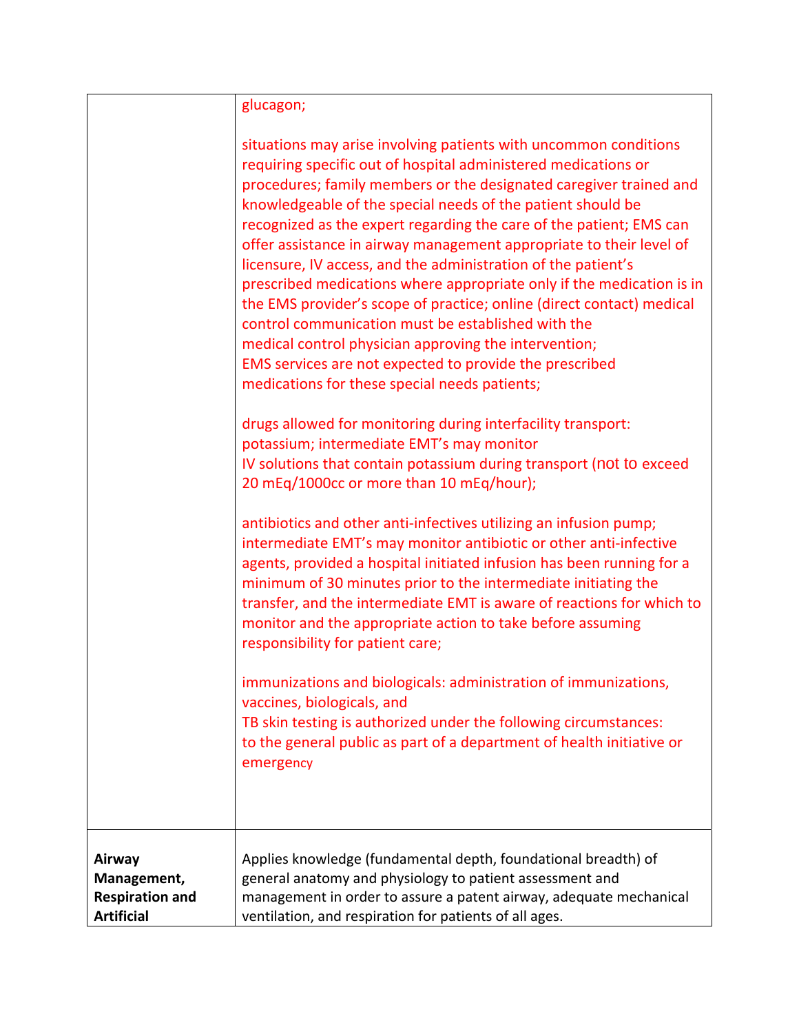| | |
|---|---|
| | glucagon;<br><br>situations may arise involving patients with uncommon conditions requiring specific out of hospital administered medications or procedures; family members or the designated caregiver trained and knowledgeable of the special needs of the patient should be recognized as the expert regarding the care of the patient; EMS can offer assistance in airway management appropriate to their level of licensure, IV access, and the administration of the patient's prescribed medications where appropriate only if the medication is in the EMS provider's scope of practice; online (direct contact) medical control communication must be established with the medical control physician approving the intervention; EMS services are not expected to provide the prescribed medications for these special needs patients;<br><br>drugs allowed for monitoring during interfacility transport: potassium; intermediate EMT's may monitor IV solutions that contain potassium during transport (not to exceed 20 mEq/1000cc or more than 10 mEq/hour);<br><br>antibiotics and other anti-infectives utilizing an infusion pump; intermediate EMT's may monitor antibiotic or other anti-infective agents, provided a hospital initiated infusion has been running for a minimum of 30 minutes prior to the intermediate initiating the transfer, and the intermediate EMT is aware of reactions for which to monitor and the appropriate action to take before assuming responsibility for patient care;<br><br>immunizations and biologicals: administration of immunizations, vaccines, biologicals, and TB skin testing is authorized under the following circumstances: to the general public as part of a department of health initiative or emergency |
| **Airway Management, Respiration and Artificial** | Applies knowledge (fundamental depth, foundational breadth) of general anatomy and physiology to patient assessment and management in order to assure a patent airway, adequate mechanical ventilation, and respiration for patients of all ages. |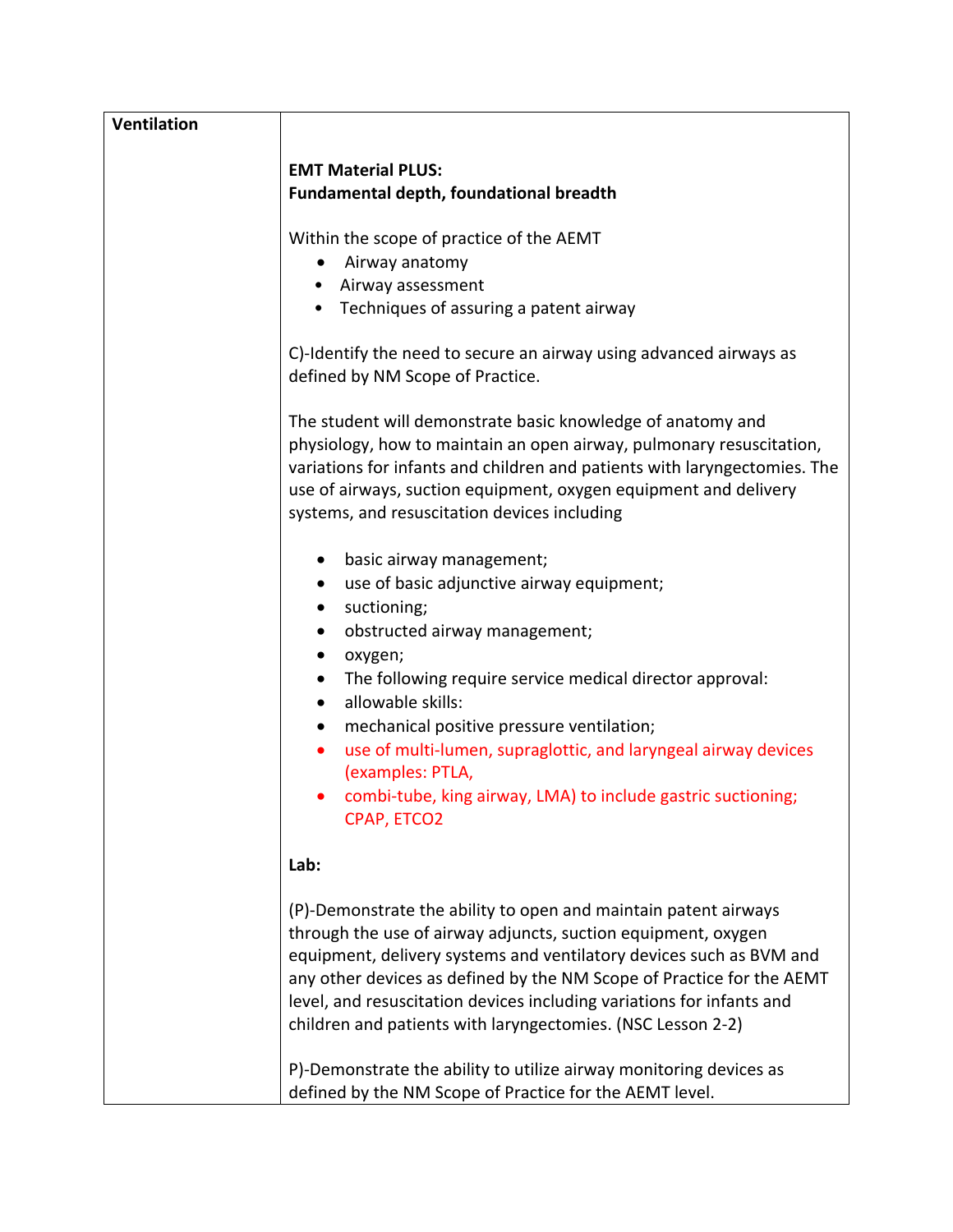| Ventilation | **EMT Material PLUS:**<br>**Fundamental depth, foundational breadth**<br><br>Within the scope of practice of the AEMT<br>• Airway anatomy<br>• Airway assessment<br>• Techniques of assuring a patent airway<br><br>C)-Identify the need to secure an airway using advanced airways as defined by NM Scope of Practice.<br><br>The student will demonstrate basic knowledge of anatomy and physiology, how to maintain an open airway, pulmonary resuscitation, variations for infants and children and patients with laryngectomies. The use of airways, suction equipment, oxygen equipment and delivery systems, and resuscitation devices including<br><br>• basic airway management;<br>• use of basic adjunctive airway equipment;<br>• suctioning;<br>• obstructed airway management;<br>• oxygen;<br>• The following require service medical director approval:<br>• allowable skills:<br>• mechanical positive pressure ventilation;<br>• use of multi-lumen, supraglottic, and laryngeal airway devices (examples: PTLA,<br>• combi-tube, king airway, LMA) to include gastric suctioning; CPAP, ETCO2<br><br>**Lab:**<br><br>(P)-Demonstrate the ability to open and maintain patent airways through the use of airway adjuncts, suction equipment, oxygen equipment, delivery systems and ventilatory devices such as BVM and any other devices as defined by the NM Scope of Practice for the AEMT level, and resuscitation devices including variations for infants and children and patients with laryngectomies. (NSC Lesson 2-2)<br><br>P)-Demonstrate the ability to utilize airway monitoring devices as defined by the NM Scope of Practice for the AEMT level. |
|---|---|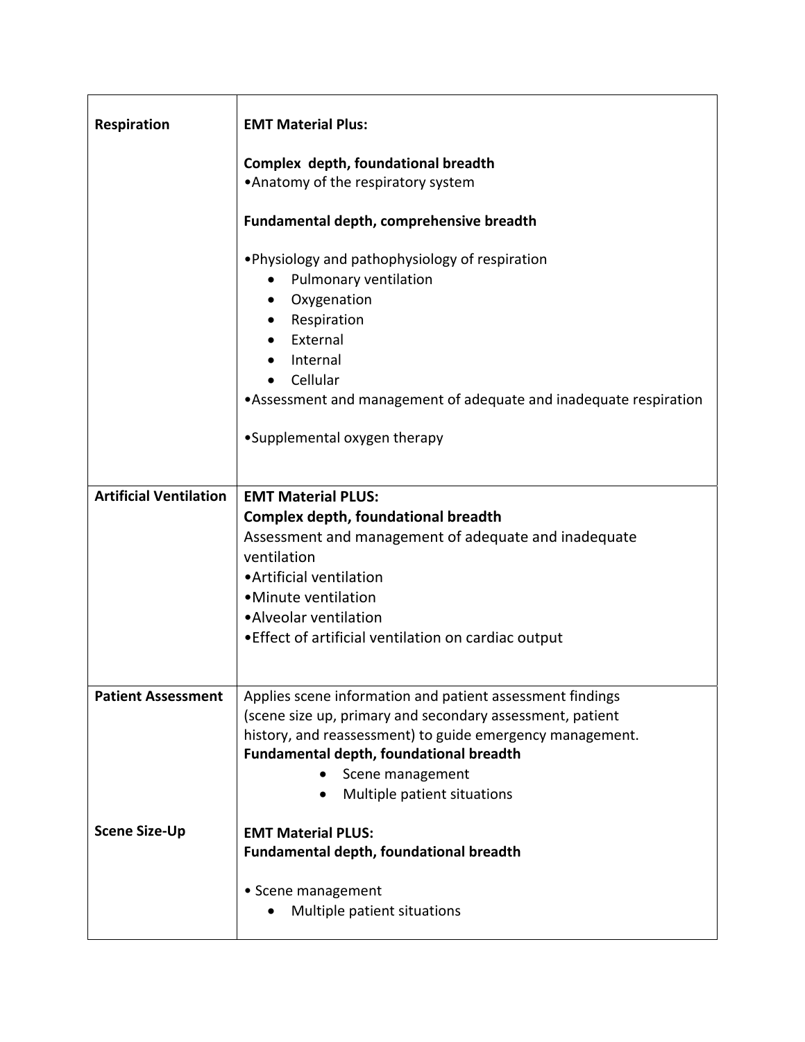| | |
|---|---|
| **Respiration** | **EMT Material Plus:**<br><br>**Complex depth, foundational breadth**<br>•Anatomy of the respiratory system<br><br>**Fundamental depth, comprehensive breadth**<br><br>•Physiology and pathophysiology of respiration<br>• Pulmonary ventilation<br>• Oxygenation<br>• Respiration<br>• External<br>• Internal<br>• Cellular<br>•Assessment and management of adequate and inadequate respiration<br><br>•Supplemental oxygen therapy |
| **Artificial Ventilation** | **EMT Material PLUS:**<br>**Complex depth, foundational breadth**<br>Assessment and management of adequate and inadequate ventilation<br>•Artificial ventilation<br>•Minute ventilation<br>•Alveolar ventilation<br>•Effect of artificial ventilation on cardiac output |
| **Patient Assessment**<br><br><br><br><br><br>**Scene Size-Up** | Applies scene information and patient assessment findings (scene size up, primary and secondary assessment, patient history, and reassessment) to guide emergency management.<br>**Fundamental depth, foundational breadth**<br>• Scene management<br>• Multiple patient situations<br><br>**EMT Material PLUS:**<br>**Fundamental depth, foundational breadth**<br><br>• Scene management<br>• Multiple patient situations |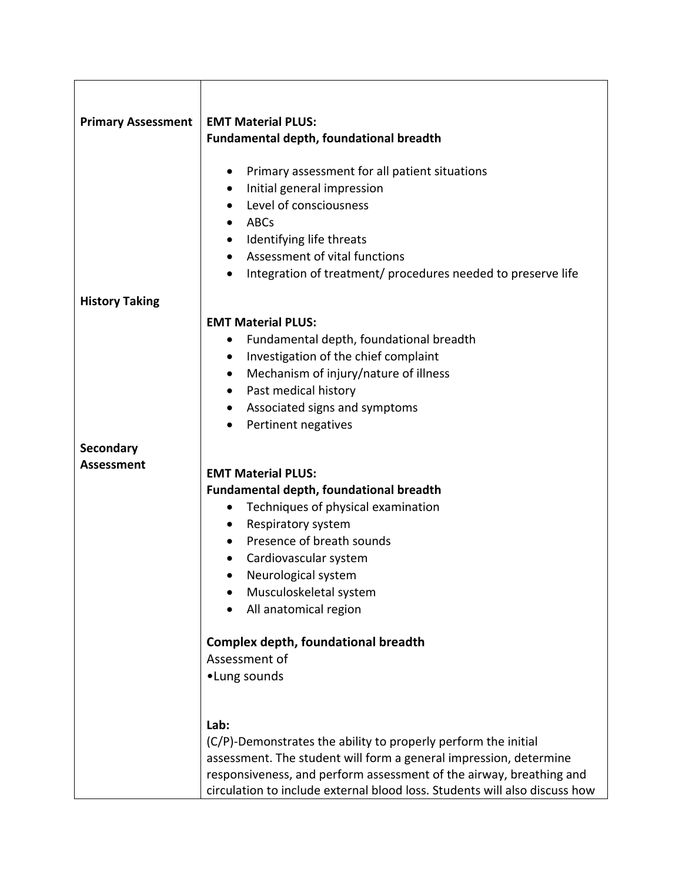| | |
|---|---|
| **Primary Assessment** | **EMT Material PLUS:**<br>**Fundamental depth, foundational breadth**<br><br>• Primary assessment for all patient situations<br>• Initial general impression<br>• Level of consciousness<br>• ABCs<br>• Identifying life threats<br>• Assessment of vital functions<br>• Integration of treatment/ procedures needed to preserve life |
| **History Taking** | **EMT Material PLUS:**<br>• Fundamental depth, foundational breadth<br>• Investigation of the chief complaint<br>• Mechanism of injury/nature of illness<br>• Past medical history<br>• Associated signs and symptoms<br>• Pertinent negatives |
| **Secondary Assessment** | **EMT Material PLUS:**<br>**Fundamental depth, foundational breadth**<br>• Techniques of physical examination<br>• Respiratory system<br>• Presence of breath sounds<br>• Cardiovascular system<br>• Neurological system<br>• Musculoskeletal system<br>• All anatomical region<br><br>**Complex depth, foundational breadth**<br>Assessment of<br>•Lung sounds<br><br>**Lab:**<br>(C/P)-Demonstrates the ability to properly perform the initial assessment. The student will form a general impression, determine responsiveness, and perform assessment of the airway, breathing and circulation to include external blood loss. Students will also discuss how |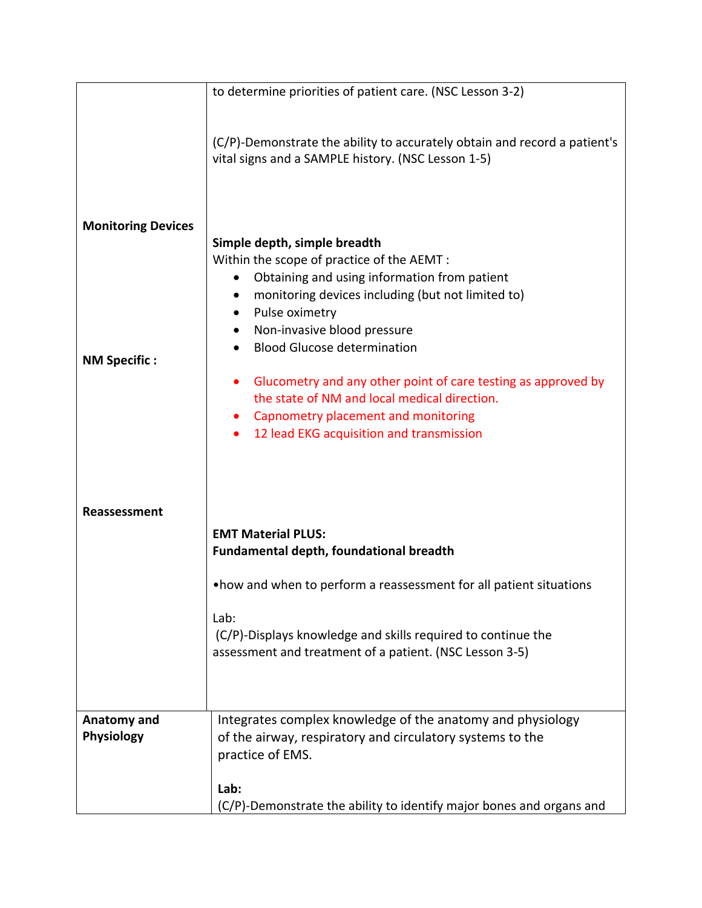| | |
|---|---|
| | to determine priorities of patient care. (NSC Lesson 3-2)<br><br>(C/P)-Demonstrate the ability to accurately obtain and record a patient's vital signs and a SAMPLE history. (NSC Lesson 1-5) |
| **Monitoring Devices**<br><br><br><br><br><br>**NM Specific :** | **Simple depth, simple breadth**<br>Within the scope of practice of the AEMT :<br>• Obtaining and using information from patient<br>• monitoring devices including (but not limited to)<br>• Pulse oximetry<br>• Non-invasive blood pressure<br>• Blood Glucose determination<br><br>• Glucometry and any other point of care testing as approved by the state of NM and local medical direction.<br>• Capnometry placement and monitoring<br>• 12 lead EKG acquisition and transmission |
| **Reassessment** | **EMT Material PLUS:**<br>**Fundamental depth, foundational breadth**<br><br>•how and when to perform a reassessment for all patient situations<br><br>Lab:<br>(C/P)-Displays knowledge and skills required to continue the assessment and treatment of a patient. (NSC Lesson 3-5) |
| **Anatomy and Physiology** | Integrates complex knowledge of the anatomy and physiology of the airway, respiratory and circulatory systems to the practice of EMS.<br><br>**Lab:**<br>(C/P)-Demonstrate the ability to identify major bones and organs and |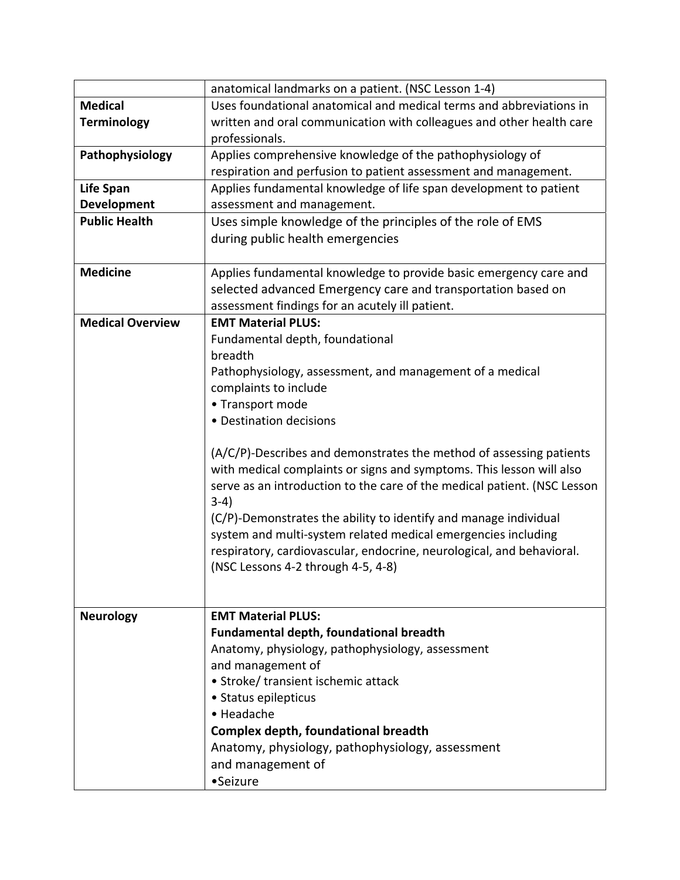| | |
|---|---|
| | anatomical landmarks on a patient. (NSC Lesson 1-4) |
| **Medical Terminology** | Uses foundational anatomical and medical terms and abbreviations in written and oral communication with colleagues and other health care professionals. |
| **Pathophysiology** | Applies comprehensive knowledge of the pathophysiology of respiration and perfusion to patient assessment and management. |
| **Life Span Development** | Applies fundamental knowledge of life span development to patient assessment and management. |
| **Public Health** | Uses simple knowledge of the principles of the role of EMS during public health emergencies |
| **Medicine** | Applies fundamental knowledge to provide basic emergency care and selected advanced Emergency care and transportation based on assessment findings for an acutely ill patient. |
| **Medical Overview** | **EMT Material PLUS:**<br>Fundamental depth, foundational breadth<br>Pathophysiology, assessment, and management of a medical complaints to include<br>• Transport mode<br>• Destination decisions<br><br>(A/C/P)-Describes and demonstrates the method of assessing patients with medical complaints or signs and symptoms. This lesson will also serve as an introduction to the care of the medical patient. (NSC Lesson 3-4)<br>(C/P)-Demonstrates the ability to identify and manage individual system and multi-system related medical emergencies including respiratory, cardiovascular, endocrine, neurological, and behavioral. (NSC Lessons 4-2 through 4-5, 4-8) |
| **Neurology** | **EMT Material PLUS:**<br>**Fundamental depth, foundational breadth**<br>Anatomy, physiology, pathophysiology, assessment and management of<br>• Stroke/ transient ischemic attack<br>• Status epilepticus<br>• Headache<br>**Complex depth, foundational breadth**<br>Anatomy, physiology, pathophysiology, assessment and management of<br>•Seizure |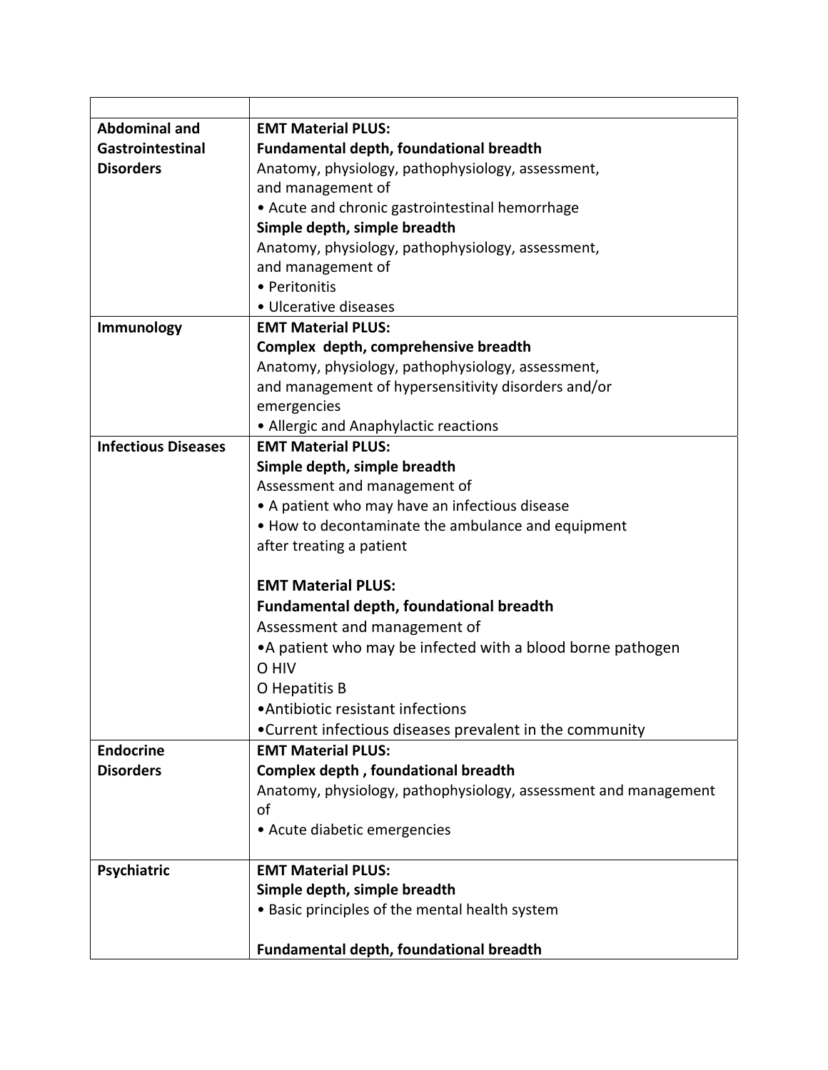| | |
|---|---|
| **Abdominal and Gastrointestinal Disorders** | **EMT Material PLUS:**<br>**Fundamental depth, foundational breadth**<br>Anatomy, physiology, pathophysiology, assessment, and management of<br>• Acute and chronic gastrointestinal hemorrhage<br>**Simple depth, simple breadth**<br>Anatomy, physiology, pathophysiology, assessment, and management of<br>• Peritonitis<br>• Ulcerative diseases |
| **Immunology** | **EMT Material PLUS:**<br>**Complex depth, comprehensive breadth**<br>Anatomy, physiology, pathophysiology, assessment, and management of hypersensitivity disorders and/or emergencies<br>• Allergic and Anaphylactic reactions |
| **Infectious Diseases** | **EMT Material PLUS:**<br>**Simple depth, simple breadth**<br>Assessment and management of<br>• A patient who may have an infectious disease<br>• How to decontaminate the ambulance and equipment after treating a patient<br><br>**EMT Material PLUS:**<br>**Fundamental depth, foundational breadth**<br>Assessment and management of<br>•A patient who may be infected with a blood borne pathogen<br>O HIV<br>O Hepatitis B<br>•Antibiotic resistant infections<br>•Current infectious diseases prevalent in the community |
| **Endocrine Disorders** | **EMT Material PLUS:**<br>**Complex depth , foundational breadth**<br>Anatomy, physiology, pathophysiology, assessment and management of<br>• Acute diabetic emergencies |
| **Psychiatric** | **EMT Material PLUS:**<br>**Simple depth, simple breadth**<br>• Basic principles of the mental health system<br><br>**Fundamental depth, foundational breadth** |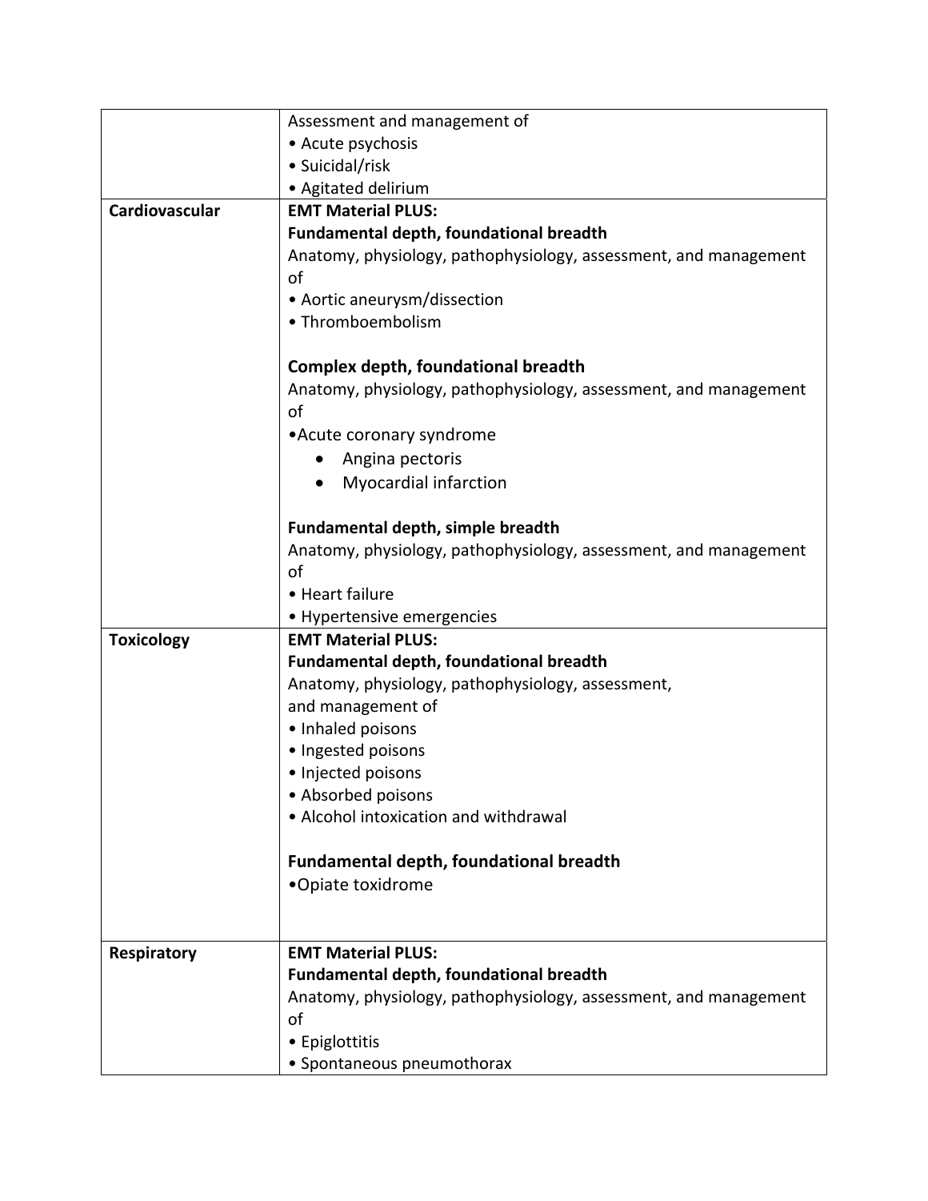| | |
|---|---|
| | Assessment and management of<br>• Acute psychosis<br>• Suicidal/risk<br>• Agitated delirium |
| **Cardiovascular** | **EMT Material PLUS:**<br>**Fundamental depth, foundational breadth**<br>Anatomy, physiology, pathophysiology, assessment, and management of<br>• Aortic aneurysm/dissection<br>• Thromboembolism<br><br>**Complex depth, foundational breadth**<br>Anatomy, physiology, pathophysiology, assessment, and management of<br>• Acute coronary syndrome<br>&nbsp;&nbsp;&nbsp;&nbsp;• Angina pectoris<br>&nbsp;&nbsp;&nbsp;&nbsp;• Myocardial infarction<br><br>**Fundamental depth, simple breadth**<br>Anatomy, physiology, pathophysiology, assessment, and management of<br>• Heart failure<br>• Hypertensive emergencies |
| **Toxicology** | **EMT Material PLUS:**<br>**Fundamental depth, foundational breadth**<br>Anatomy, physiology, pathophysiology, assessment, and management of<br>• Inhaled poisons<br>• Ingested poisons<br>• Injected poisons<br>• Absorbed poisons<br>• Alcohol intoxication and withdrawal<br><br>**Fundamental depth, foundational breadth**<br>• Opiate toxidrome |
| **Respiratory** | **EMT Material PLUS:**<br>**Fundamental depth, foundational breadth**<br>Anatomy, physiology, pathophysiology, assessment, and management of<br>• Epiglottitis<br>• Spontaneous pneumothorax |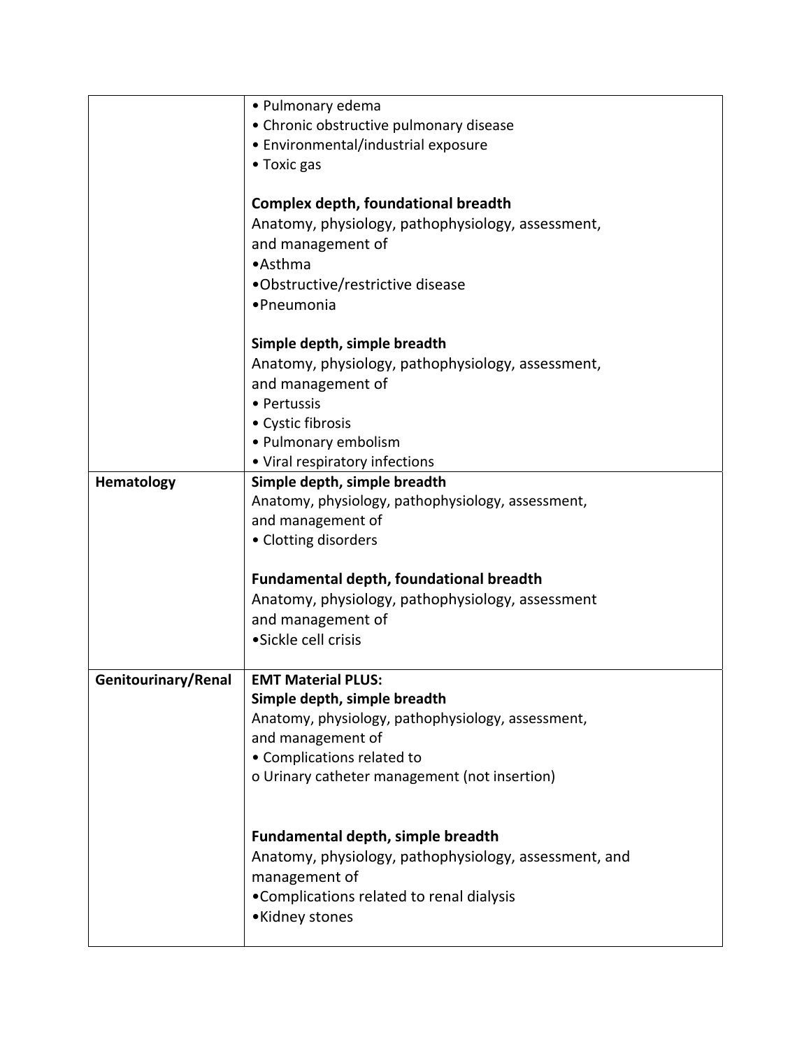| | |
|---|---|
| | • Pulmonary edema<br>• Chronic obstructive pulmonary disease<br>• Environmental/industrial exposure<br>• Toxic gas<br><br>**Complex depth, foundational breadth**<br>Anatomy, physiology, pathophysiology, assessment, and management of<br>•Asthma<br>•Obstructive/restrictive disease<br>•Pneumonia<br><br>**Simple depth, simple breadth**<br>Anatomy, physiology, pathophysiology, assessment, and management of<br>• Pertussis<br>• Cystic fibrosis<br>• Pulmonary embolism<br>• Viral respiratory infections |
| **Hematology** | **Simple depth, simple breadth**<br>Anatomy, physiology, pathophysiology, assessment, and management of<br>• Clotting disorders<br><br>**Fundamental depth, foundational breadth**<br>Anatomy, physiology, pathophysiology, assessment and management of<br>•Sickle cell crisis |
| **Genitourinary/Renal** | **EMT Material PLUS:**<br>**Simple depth, simple breadth**<br>Anatomy, physiology, pathophysiology, assessment, and management of<br>• Complications related to<br>o Urinary catheter management (not insertion)<br><br>**Fundamental depth, simple breadth**<br>Anatomy, physiology, pathophysiology, assessment, and management of<br>•Complications related to renal dialysis<br>•Kidney stones |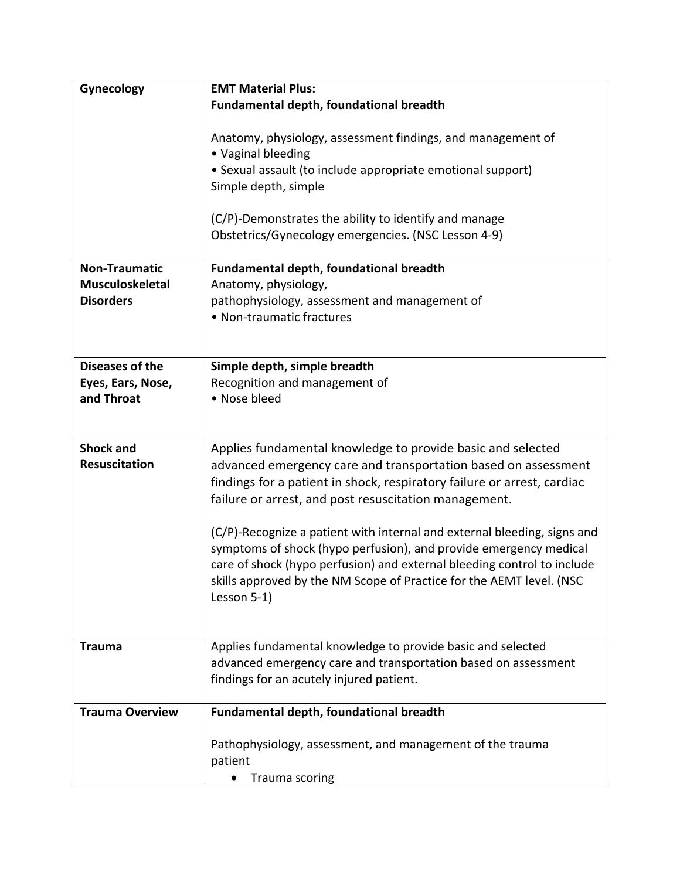| | |
|---|---|
| **Gynecology** | **EMT Material Plus:**<br>**Fundamental depth, foundational breadth**<br><br>Anatomy, physiology, assessment findings, and management of<br>• Vaginal bleeding<br>• Sexual assault (to include appropriate emotional support)<br>Simple depth, simple<br><br>(C/P)-Demonstrates the ability to identify and manage Obstetrics/Gynecology emergencies. (NSC Lesson 4-9) |
| **Non-Traumatic Musculoskeletal Disorders** | **Fundamental depth, foundational breadth**<br>Anatomy, physiology,<br>pathophysiology, assessment and management of<br>• Non-traumatic fractures |
| **Diseases of the Eyes, Ears, Nose, and Throat** | **Simple depth, simple breadth**<br>Recognition and management of<br>• Nose bleed |
| **Shock and Resuscitation** | Applies fundamental knowledge to provide basic and selected advanced emergency care and transportation based on assessment findings for a patient in shock, respiratory failure or arrest, cardiac failure or arrest, and post resuscitation management.<br><br>(C/P)-Recognize a patient with internal and external bleeding, signs and symptoms of shock (hypo perfusion), and provide emergency medical care of shock (hypo perfusion) and external bleeding control to include skills approved by the NM Scope of Practice for the AEMT level. (NSC Lesson 5-1) |
| **Trauma** | Applies fundamental knowledge to provide basic and selected advanced emergency care and transportation based on assessment findings for an acutely injured patient. |
| **Trauma Overview** | **Fundamental depth, foundational breadth**<br><br>Pathophysiology, assessment, and management of the trauma patient<br>• Trauma scoring |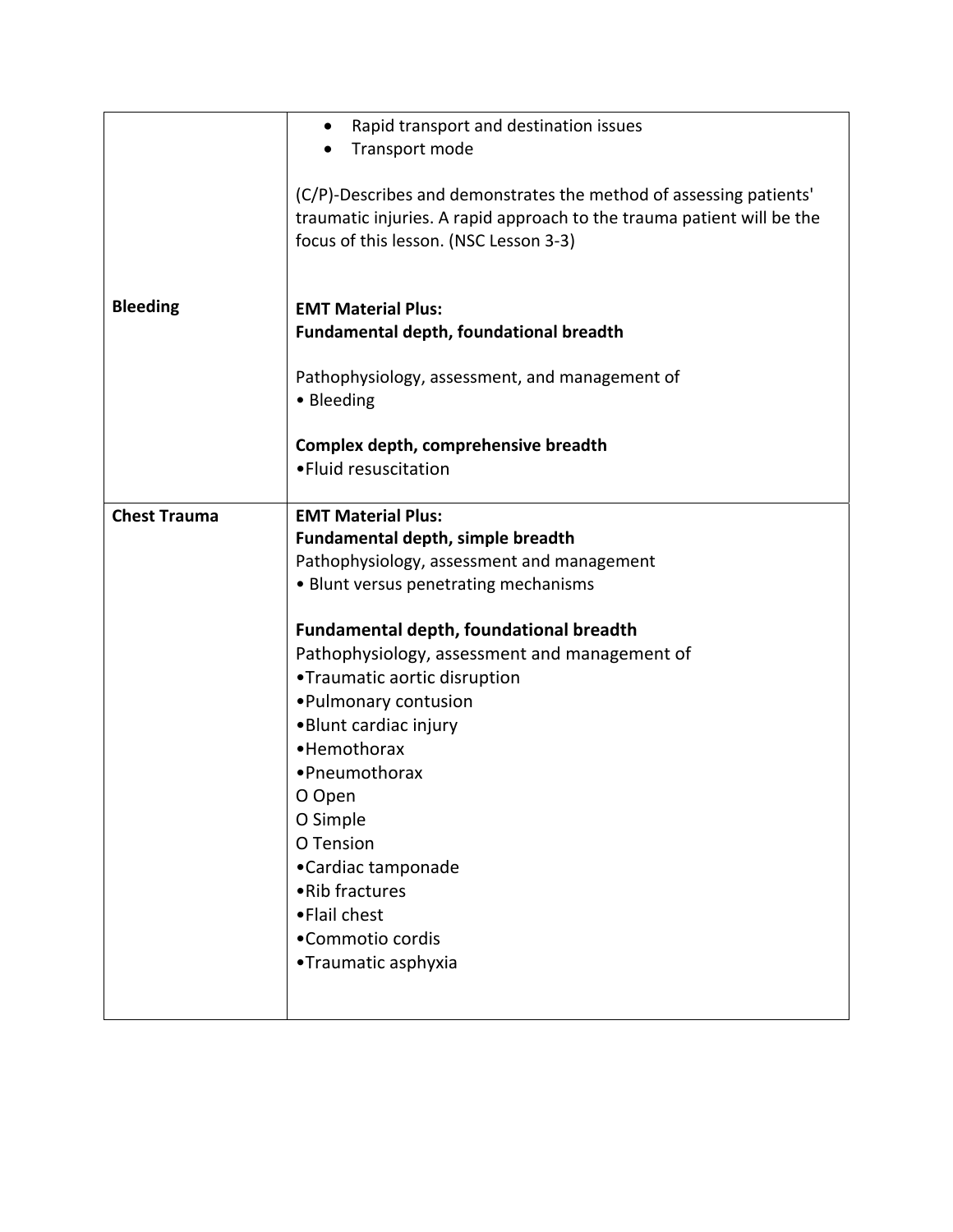| | |
|---|---|
| | • Rapid transport and destination issues<br>• Transport mode<br><br>(C/P)-Describes and demonstrates the method of assessing patients' traumatic injuries. A rapid approach to the trauma patient will be the focus of this lesson. (NSC Lesson 3-3) |
| **Bleeding** | **EMT Material Plus:**<br>**Fundamental depth, foundational breadth**<br><br>Pathophysiology, assessment, and management of<br>• Bleeding<br><br>**Complex depth, comprehensive breadth**<br>•Fluid resuscitation |
| **Chest Trauma** | **EMT Material Plus:**<br>**Fundamental depth, simple breadth**<br>Pathophysiology, assessment and management<br>• Blunt versus penetrating mechanisms<br><br>**Fundamental depth, foundational breadth**<br>Pathophysiology, assessment and management of<br>•Traumatic aortic disruption<br>•Pulmonary contusion<br>•Blunt cardiac injury<br>•Hemothorax<br>•Pneumothorax<br>O Open<br>O Simple<br>O Tension<br>•Cardiac tamponade<br>•Rib fractures<br>•Flail chest<br>•Commotio cordis<br>•Traumatic asphyxia |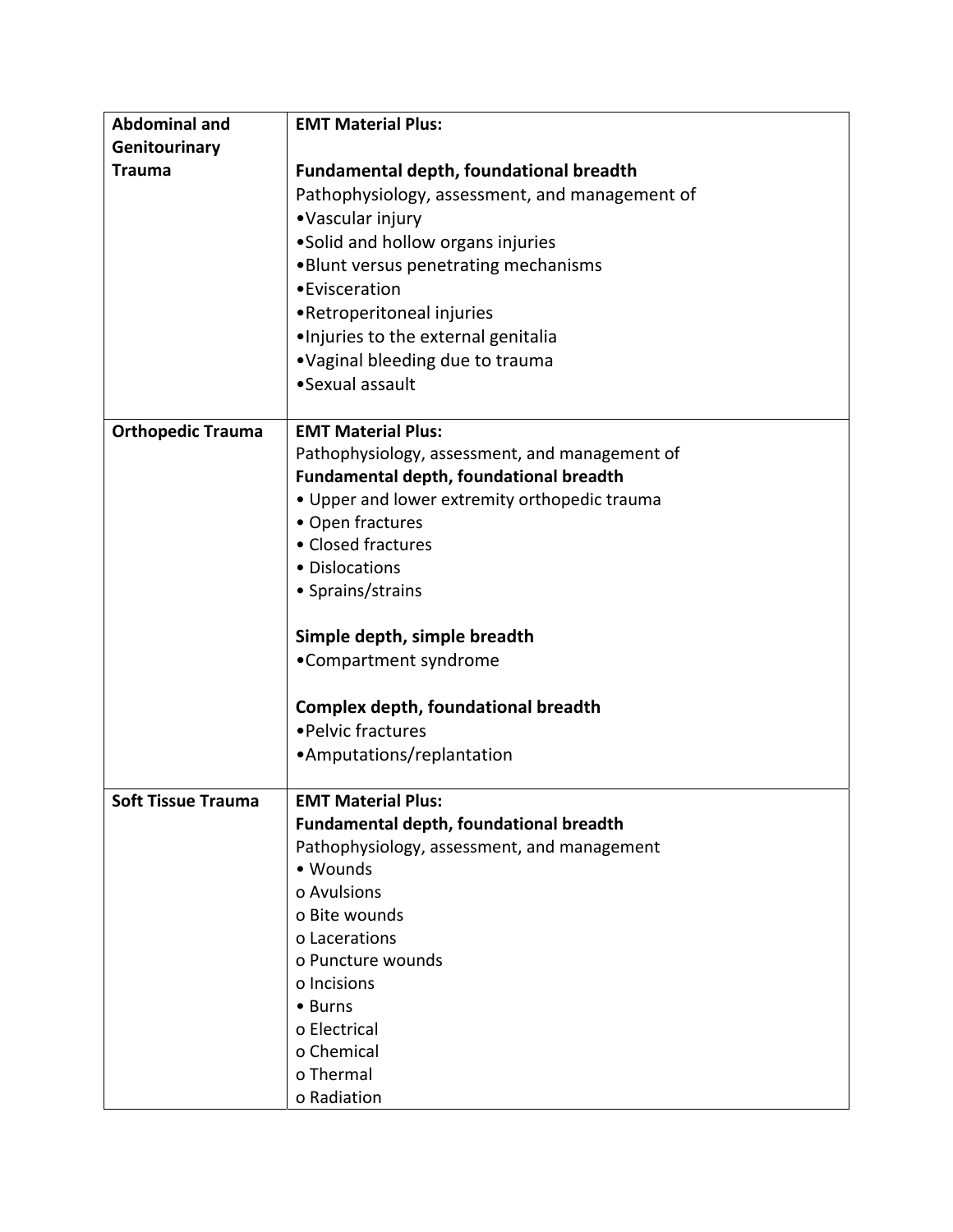| **Abdominal and Genitourinary Trauma** | **EMT Material Plus:**<br><br>**Fundamental depth, foundational breadth**<br>Pathophysiology, assessment, and management of<br>•Vascular injury<br>•Solid and hollow organs injuries<br>•Blunt versus penetrating mechanisms<br>•Evisceration<br>•Retroperitoneal injuries<br>•Injuries to the external genitalia<br>•Vaginal bleeding due to trauma<br>•Sexual assault |
|---|---|
| **Orthopedic Trauma** | **EMT Material Plus:**<br>Pathophysiology, assessment, and management of<br>**Fundamental depth, foundational breadth**<br>• Upper and lower extremity orthopedic trauma<br>• Open fractures<br>• Closed fractures<br>• Dislocations<br>• Sprains/strains<br><br>**Simple depth, simple breadth**<br>•Compartment syndrome<br><br>**Complex depth, foundational breadth**<br>•Pelvic fractures<br>•Amputations/replantation |
| **Soft Tissue Trauma** | **EMT Material Plus:**<br>**Fundamental depth, foundational breadth**<br>Pathophysiology, assessment, and management<br>• Wounds<br>o Avulsions<br>o Bite wounds<br>o Lacerations<br>o Puncture wounds<br>o Incisions<br>• Burns<br>o Electrical<br>o Chemical<br>o Thermal<br>o Radiation |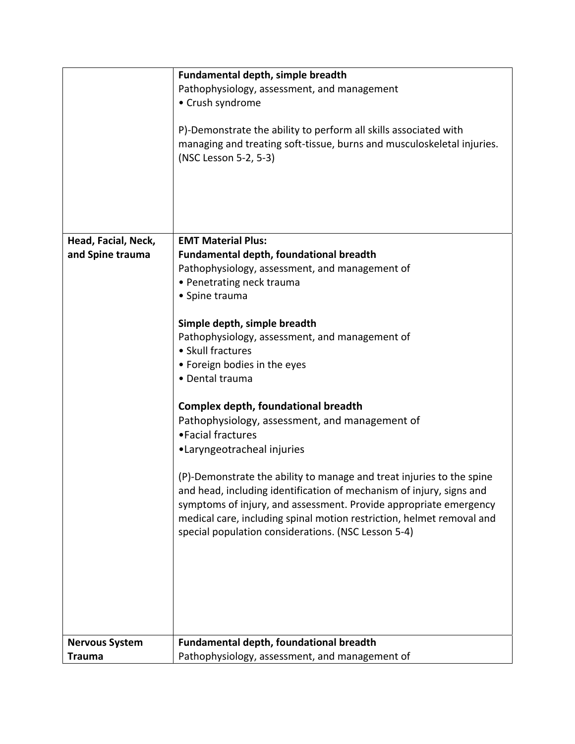| | |
|---|---|
| | **Fundamental depth, simple breadth**<br>Pathophysiology, assessment, and management<br>• Crush syndrome<br><br>P)-Demonstrate the ability to perform all skills associated with managing and treating soft-tissue, burns and musculoskeletal injuries. (NSC Lesson 5-2, 5-3) |
| **Head, Facial, Neck, and Spine trauma** | **EMT Material Plus:**<br>**Fundamental depth, foundational breadth**<br>Pathophysiology, assessment, and management of<br>• Penetrating neck trauma<br>• Spine trauma<br><br>**Simple depth, simple breadth**<br>Pathophysiology, assessment, and management of<br>• Skull fractures<br>• Foreign bodies in the eyes<br>• Dental trauma<br><br>**Complex depth, foundational breadth**<br>Pathophysiology, assessment, and management of<br>•Facial fractures<br>•Laryngeotracheal injuries<br><br>(P)-Demonstrate the ability to manage and treat injuries to the spine and head, including identification of mechanism of injury, signs and symptoms of injury, and assessment. Provide appropriate emergency medical care, including spinal motion restriction, helmet removal and special population considerations. (NSC Lesson 5-4) |
| **Nervous System Trauma** | **Fundamental depth, foundational breadth**<br>Pathophysiology, assessment, and management of |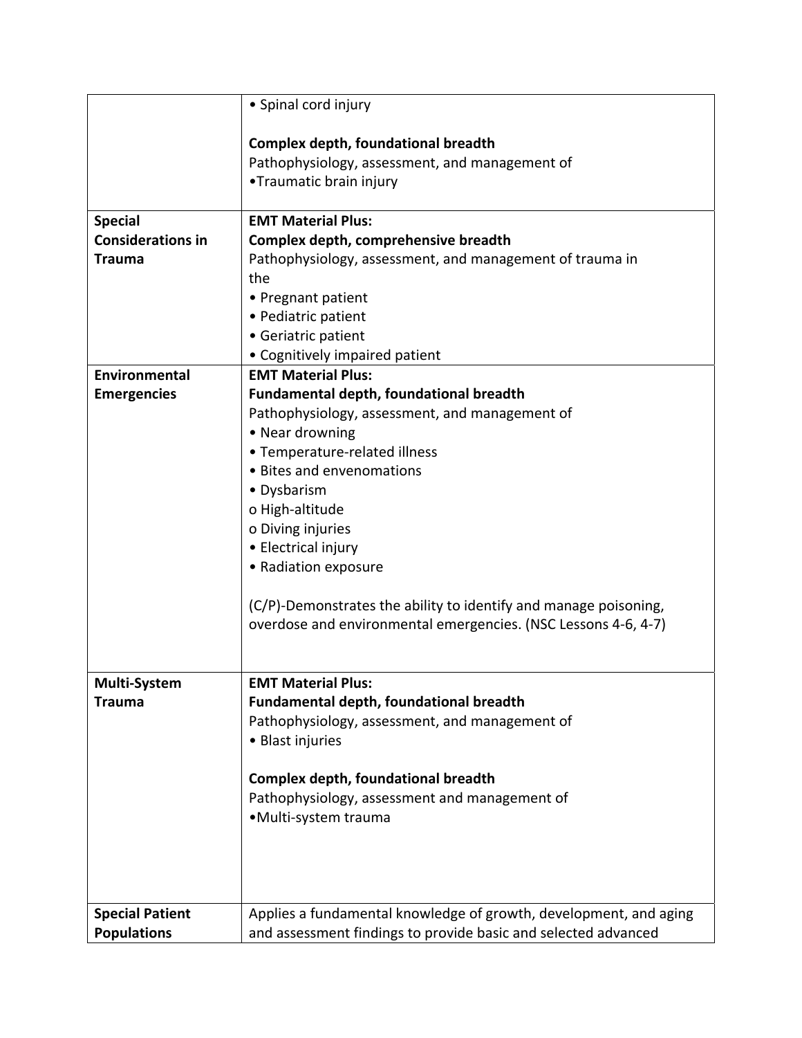| | |
|---|---|
| | • Spinal cord injury<br><br>**Complex depth, foundational breadth**<br>Pathophysiology, assessment, and management of<br>•Traumatic brain injury |
| **Special Considerations in Trauma** | **EMT Material Plus:**<br>**Complex depth, comprehensive breadth**<br>Pathophysiology, assessment, and management of trauma in the<br>• Pregnant patient<br>• Pediatric patient<br>• Geriatric patient<br>• Cognitively impaired patient |
| **Environmental Emergencies** | **EMT Material Plus:**<br>**Fundamental depth, foundational breadth**<br>Pathophysiology, assessment, and management of<br>• Near drowning<br>• Temperature-related illness<br>• Bites and envenomations<br>• Dysbarism<br>o High-altitude<br>o Diving injuries<br>• Electrical injury<br>• Radiation exposure<br><br>(C/P)-Demonstrates the ability to identify and manage poisoning, overdose and environmental emergencies. (NSC Lessons 4-6, 4-7) |
| **Multi-System Trauma** | **EMT Material Plus:**<br>**Fundamental depth, foundational breadth**<br>Pathophysiology, assessment, and management of<br>• Blast injuries<br><br>**Complex depth, foundational breadth**<br>Pathophysiology, assessment and management of<br>•Multi-system trauma |
| **Special Patient Populations** | Applies a fundamental knowledge of growth, development, and aging and assessment findings to provide basic and selected advanced |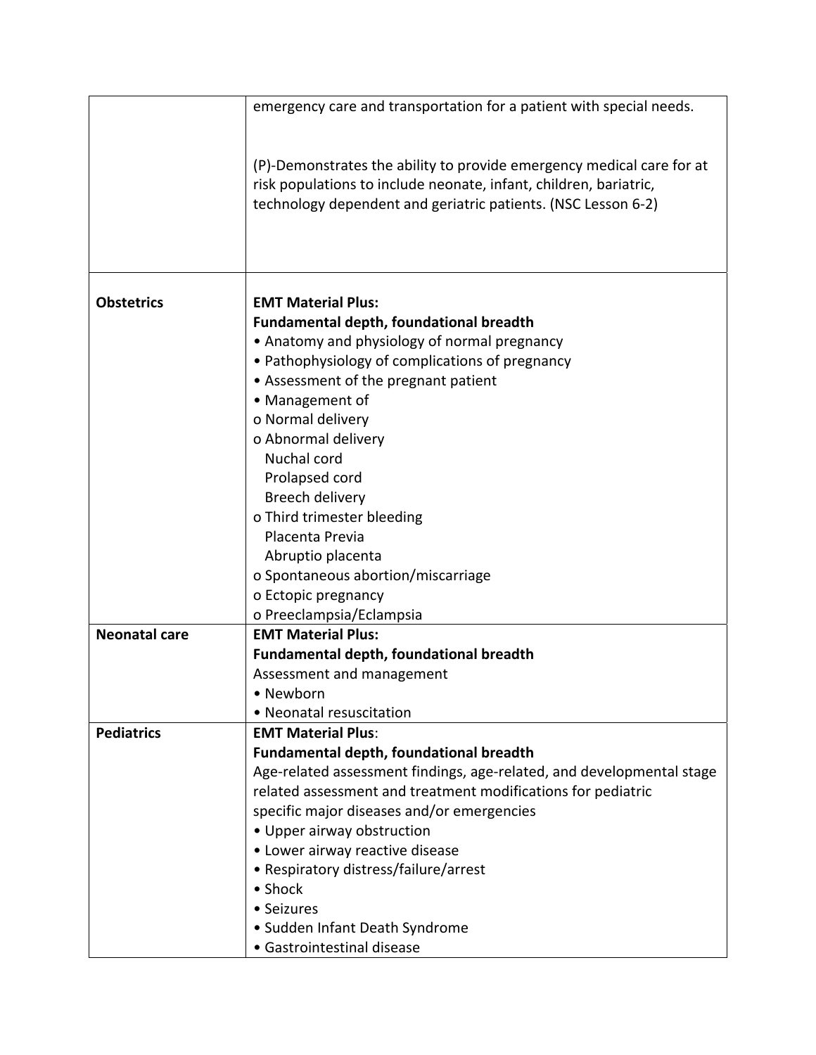| | |
|---|---|
| | emergency care and transportation for a patient with special needs.<br><br>(P)-Demonstrates the ability to provide emergency medical care for at risk populations to include neonate, infant, children, bariatric, technology dependent and geriatric patients. (NSC Lesson 6-2) |
| **Obstetrics** | **EMT Material Plus:**<br>**Fundamental depth, foundational breadth**<br>• Anatomy and physiology of normal pregnancy<br>• Pathophysiology of complications of pregnancy<br>• Assessment of the pregnant patient<br>• Management of<br>o Normal delivery<br>o Abnormal delivery<br>  Nuchal cord<br>  Prolapsed cord<br>  Breech delivery<br>o Third trimester bleeding<br>  Placenta Previa<br>  Abruptio placenta<br>o Spontaneous abortion/miscarriage<br>o Ectopic pregnancy<br>o Preeclampsia/Eclampsia |
| **Neonatal care** | **EMT Material Plus:**<br>**Fundamental depth, foundational breadth**<br>Assessment and management<br>• Newborn<br>• Neonatal resuscitation |
| **Pediatrics** | **EMT Material Plus**:<br>**Fundamental depth, foundational breadth**<br>Age-related assessment findings, age-related, and developmental stage related assessment and treatment modifications for pediatric specific major diseases and/or emergencies<br>• Upper airway obstruction<br>• Lower airway reactive disease<br>• Respiratory distress/failure/arrest<br>• Shock<br>• Seizures<br>• Sudden Infant Death Syndrome<br>• Gastrointestinal disease |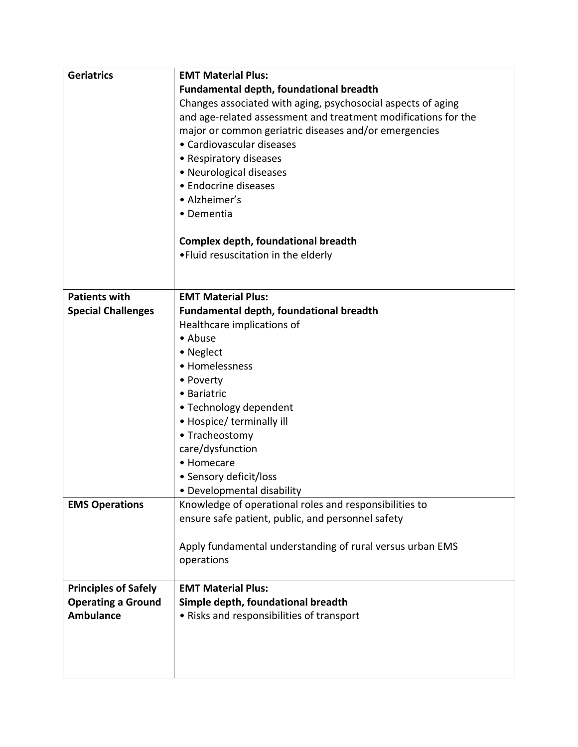| | |
|---|---|
| **Geriatrics** | **EMT Material Plus:**<br>**Fundamental depth, foundational breadth**<br>Changes associated with aging, psychosocial aspects of aging and age-related assessment and treatment modifications for the major or common geriatric diseases and/or emergencies<br>• Cardiovascular diseases<br>• Respiratory diseases<br>• Neurological diseases<br>• Endocrine diseases<br>• Alzheimer's<br>• Dementia<br><br>**Complex depth, foundational breadth**<br>•Fluid resuscitation in the elderly |
| **Patients with Special Challenges** | **EMT Material Plus:**<br>**Fundamental depth, foundational breadth**<br>Healthcare implications of<br>• Abuse<br>• Neglect<br>• Homelessness<br>• Poverty<br>• Bariatric<br>• Technology dependent<br>• Hospice/ terminally ill<br>• Tracheostomy care/dysfunction<br>• Homecare<br>• Sensory deficit/loss<br>• Developmental disability |
| **EMS Operations** | Knowledge of operational roles and responsibilities to ensure safe patient, public, and personnel safety<br><br>Apply fundamental understanding of rural versus urban EMS operations |
| **Principles of Safely Operating a Ground Ambulance** | **EMT Material Plus:**<br>**Simple depth, foundational breadth**<br>• Risks and responsibilities of transport |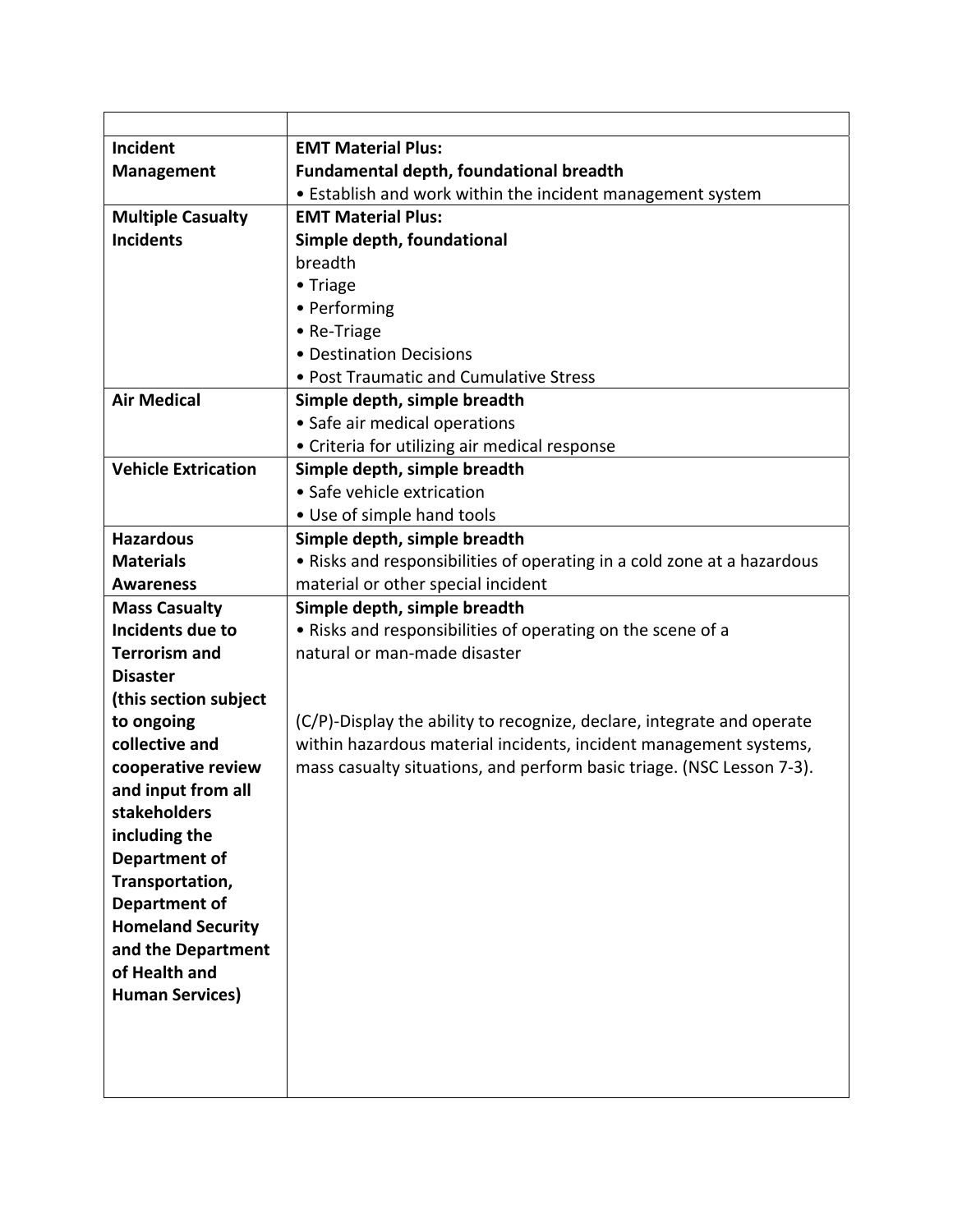| | |
|---|---|
| **Incident Management** | **EMT Material Plus:**<br>**Fundamental depth, foundational breadth**<br>• Establish and work within the incident management system |
| **Multiple Casualty Incidents** | **EMT Material Plus:**<br>**Simple depth, foundational** breadth<br>• Triage<br>• Performing<br>• Re-Triage<br>• Destination Decisions<br>• Post Traumatic and Cumulative Stress |
| **Air Medical** | **Simple depth, simple breadth**<br>• Safe air medical operations<br>• Criteria for utilizing air medical response |
| **Vehicle Extrication** | **Simple depth, simple breadth**<br>• Safe vehicle extrication<br>• Use of simple hand tools |
| **Hazardous Materials Awareness** | **Simple depth, simple breadth**<br>• Risks and responsibilities of operating in a cold zone at a hazardous material or other special incident |
| **Mass Casualty Incidents due to Terrorism and Disaster (this section subject to ongoing collective and cooperative review and input from all stakeholders including the Department of Transportation, Department of Homeland Security and the Department of Health and Human Services)** | **Simple depth, simple breadth**<br>• Risks and responsibilities of operating on the scene of a natural or man-made disaster<br><br>(C/P)-Display the ability to recognize, declare, integrate and operate within hazardous material incidents, incident management systems, mass casualty situations, and perform basic triage. (NSC Lesson 7-3). |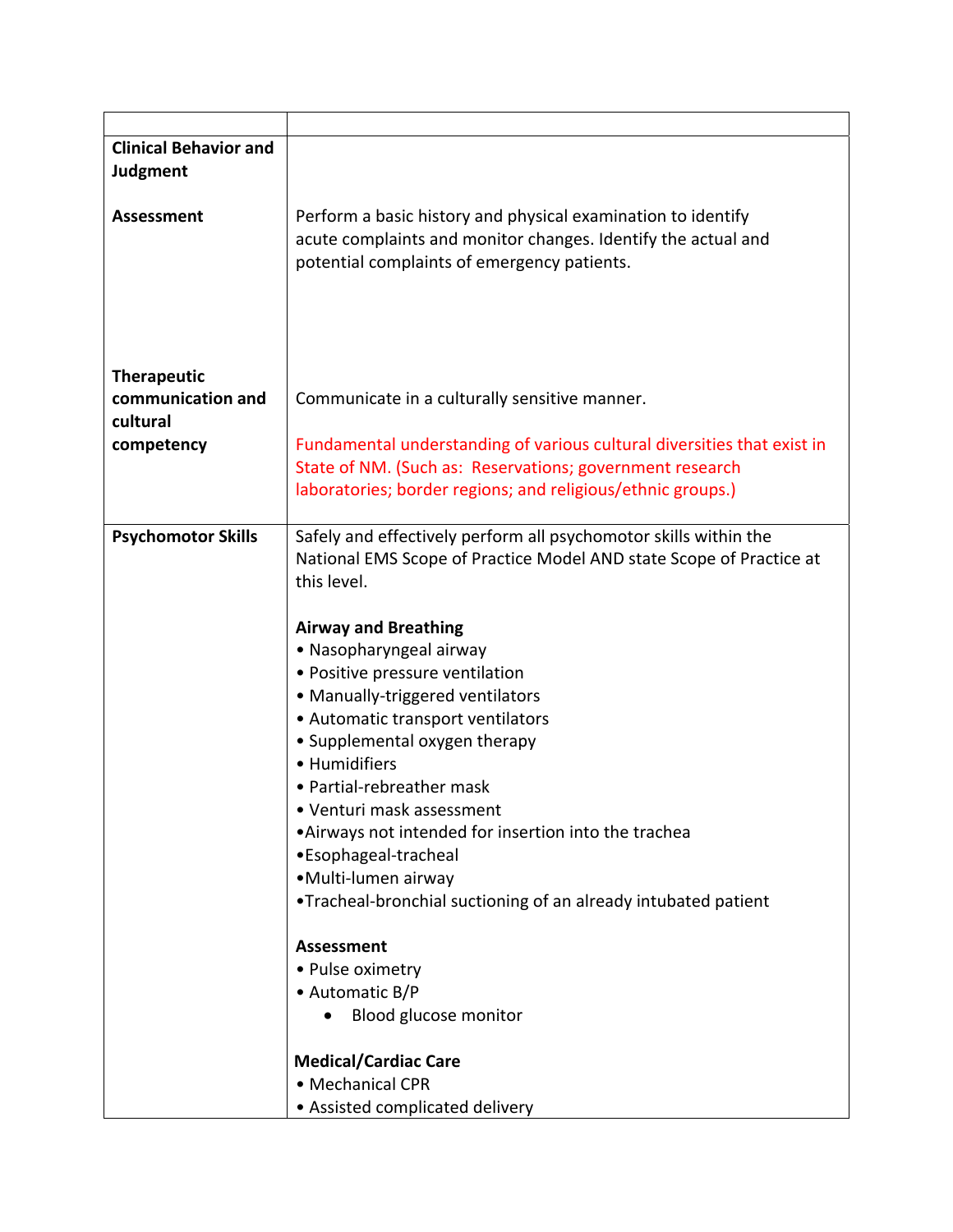| | |
|---|---|
| **Clinical Behavior and Judgment**<br><br>**Assessment** | <br><br>Perform a basic history and physical examination to identify acute complaints and monitor changes. Identify the actual and potential complaints of emergency patients. |
| **Therapeutic communication and cultural competency** | Communicate in a culturally sensitive manner.<br><br>Fundamental understanding of various cultural diversities that exist in State of NM. (Such as: Reservations; government research laboratories; border regions; and religious/ethnic groups.) |
| **Psychomotor Skills** | Safely and effectively perform all psychomotor skills within the National EMS Scope of Practice Model AND state Scope of Practice at this level.<br><br>**Airway and Breathing**<br>• Nasopharyngeal airway<br>• Positive pressure ventilation<br>• Manually-triggered ventilators<br>• Automatic transport ventilators<br>• Supplemental oxygen therapy<br>• Humidifiers<br>• Partial-rebreather mask<br>• Venturi mask assessment<br>•Airways not intended for insertion into the trachea<br>•Esophageal-tracheal<br>•Multi-lumen airway<br>•Tracheal-bronchial suctioning of an already intubated patient<br><br>**Assessment**<br>• Pulse oximetry<br>• Automatic B/P<br>• Blood glucose monitor<br><br>**Medical/Cardiac Care**<br>• Mechanical CPR<br>• Assisted complicated delivery |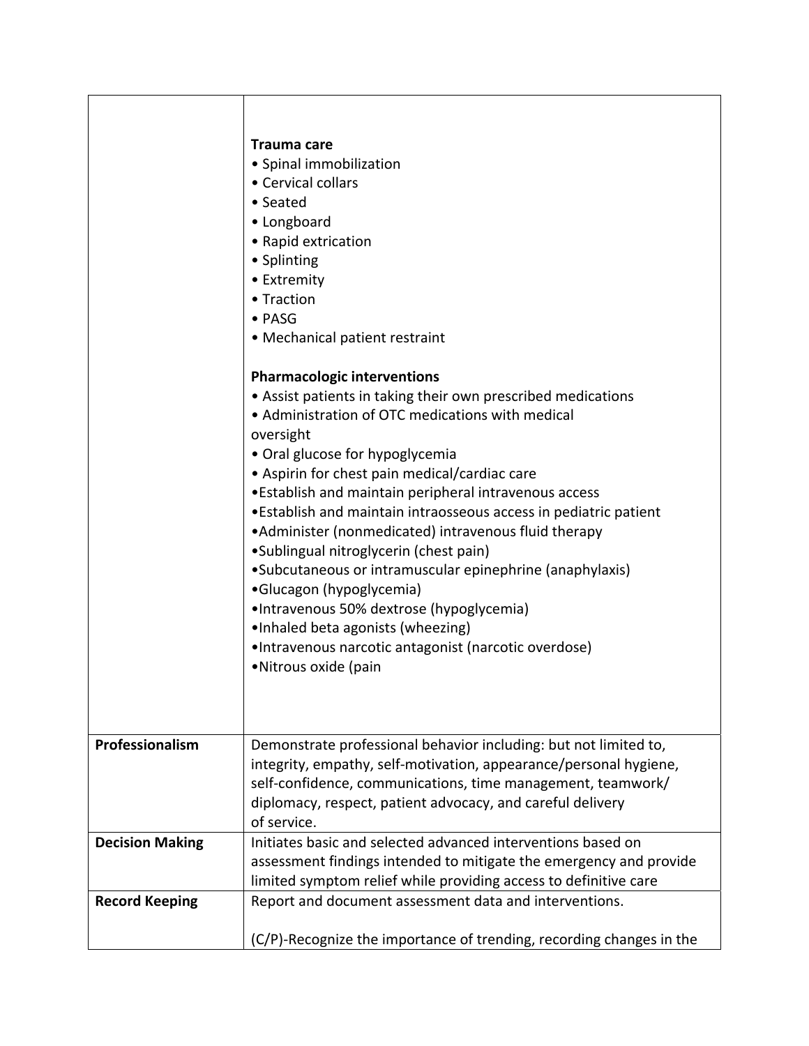| | |
|---|---|
| | **Trauma care**<br>• Spinal immobilization<br>• Cervical collars<br>• Seated<br>• Longboard<br>• Rapid extrication<br>• Splinting<br>• Extremity<br>• Traction<br>• PASG<br>• Mechanical patient restraint<br><br>**Pharmacologic interventions**<br>• Assist patients in taking their own prescribed medications<br>• Administration of OTC medications with medical oversight<br>• Oral glucose for hypoglycemia<br>• Aspirin for chest pain medical/cardiac care<br>•Establish and maintain peripheral intravenous access<br>•Establish and maintain intraosseous access in pediatric patient<br>•Administer (nonmedicated) intravenous fluid therapy<br>•Sublingual nitroglycerin (chest pain)<br>•Subcutaneous or intramuscular epinephrine (anaphylaxis)<br>•Glucagon (hypoglycemia)<br>•Intravenous 50% dextrose (hypoglycemia)<br>•Inhaled beta agonists (wheezing)<br>•Intravenous narcotic antagonist (narcotic overdose)<br>•Nitrous oxide (pain |
| **Professionalism** | Demonstrate professional behavior including: but not limited to, integrity, empathy, self-motivation, appearance/personal hygiene, self-confidence, communications, time management, teamwork/ diplomacy, respect, patient advocacy, and careful delivery of service. |
| **Decision Making** | Initiates basic and selected advanced interventions based on assessment findings intended to mitigate the emergency and provide limited symptom relief while providing access to definitive care |
| **Record Keeping** | Report and document assessment data and interventions.<br><br>(C/P)-Recognize the importance of trending, recording changes in the |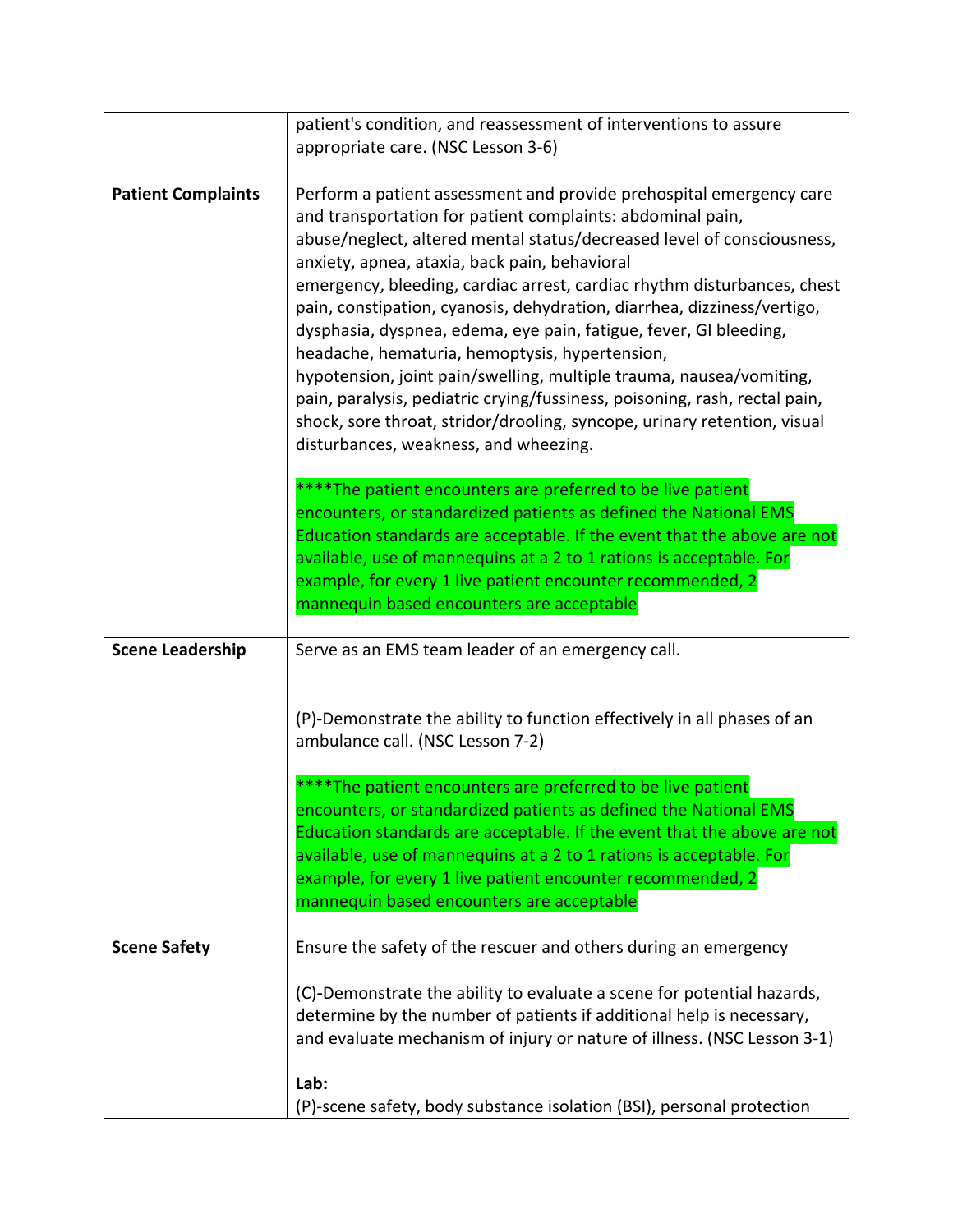| | |
|---|---|
| | patient's condition, and reassessment of interventions to assure appropriate care. (NSC Lesson 3-6) |
| **Patient Complaints** | Perform a patient assessment and provide prehospital emergency care and transportation for patient complaints: abdominal pain, abuse/neglect, altered mental status/decreased level of consciousness, anxiety, apnea, ataxia, back pain, behavioral emergency, bleeding, cardiac arrest, cardiac rhythm disturbances, chest pain, constipation, cyanosis, dehydration, diarrhea, dizziness/vertigo, dysphasia, dyspnea, edema, eye pain, fatigue, fever, GI bleeding, headache, hematuria, hemoptysis, hypertension, hypotension, joint pain/swelling, multiple trauma, nausea/vomiting, pain, paralysis, pediatric crying/fussiness, poisoning, rash, rectal pain, shock, sore throat, stridor/drooling, syncope, urinary retention, visual disturbances, weakness, and wheezing.<br><br>****The patient encounters are preferred to be live patient encounters, or standardized patients as defined the National EMS Education standards are acceptable. If the event that the above are not available, use of mannequins at a 2 to 1 rations is acceptable. For example, for every 1 live patient encounter recommended, 2 mannequin based encounters are acceptable |
| **Scene Leadership** | Serve as an EMS team leader of an emergency call.<br><br>(P)-Demonstrate the ability to function effectively in all phases of an ambulance call. (NSC Lesson 7-2)<br><br>****The patient encounters are preferred to be live patient encounters, or standardized patients as defined the National EMS Education standards are acceptable. If the event that the above are not available, use of mannequins at a 2 to 1 rations is acceptable. For example, for every 1 live patient encounter recommended, 2 mannequin based encounters are acceptable |
| **Scene Safety** | Ensure the safety of the rescuer and others during an emergency<br><br>(C)-Demonstrate the ability to evaluate a scene for potential hazards, determine by the number of patients if additional help is necessary, and evaluate mechanism of injury or nature of illness. (NSC Lesson 3-1)<br><br>**Lab:**<br>(P)-scene safety, body substance isolation (BSI), personal protection |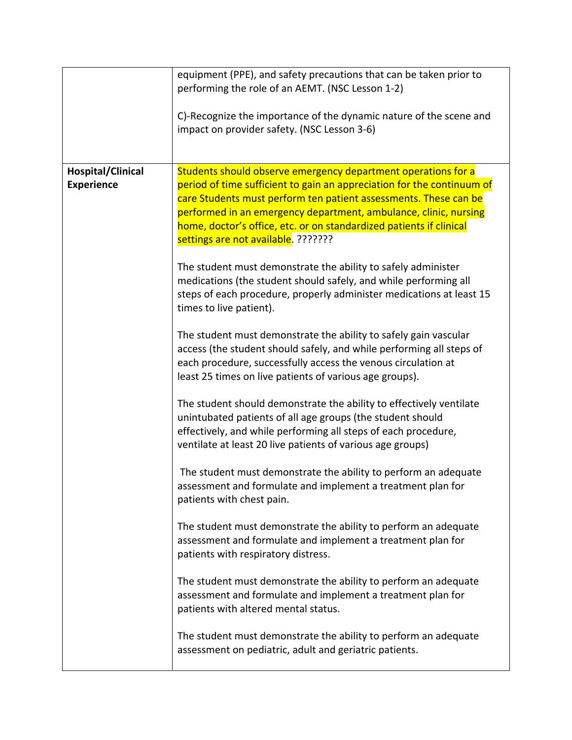| | |
|---|---|
| | equipment (PPE), and safety precautions that can be taken prior to performing the role of an AEMT. (NSC Lesson 1-2)<br><br>C)-Recognize the importance of the dynamic nature of the scene and impact on provider safety. (NSC Lesson 3-6) |
| **Hospital/Clinical Experience** | Students should observe emergency department operations for a period of time sufficient to gain an appreciation for the continuum of care Students must perform ten patient assessments. These can be performed in an emergency department, ambulance, clinic, nursing home, doctor's office, etc. or on standardized patients if clinical settings are not available. ???????<br><br>The student must demonstrate the ability to safely administer medications (the student should safely, and while performing all steps of each procedure, properly administer medications at least 15 times to live patient).<br><br>The student must demonstrate the ability to safely gain vascular access (the student should safely, and while performing all steps of each procedure, successfully access the venous circulation at least 25 times on live patients of various age groups).<br><br>The student should demonstrate the ability to effectively ventilate unintubated patients of all age groups (the student should effectively, and while performing all steps of each procedure, ventilate at least 20 live patients of various age groups)<br><br>The student must demonstrate the ability to perform an adequate assessment and formulate and implement a treatment plan for patients with chest pain.<br><br>The student must demonstrate the ability to perform an adequate assessment and formulate and implement a treatment plan for patients with respiratory distress.<br><br>The student must demonstrate the ability to perform an adequate assessment and formulate and implement a treatment plan for patients with altered mental status.<br><br>The student must demonstrate the ability to perform an adequate assessment on pediatric, adult and geriatric patients. |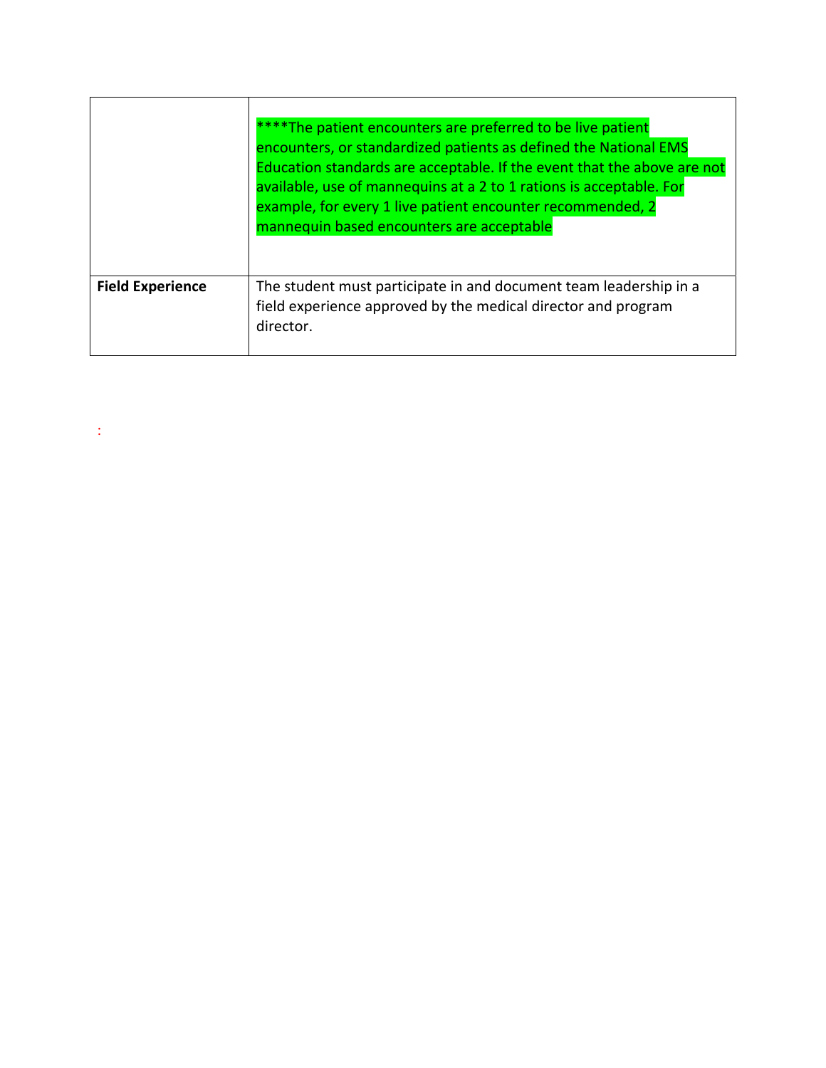| | |
|---|---|
| | ****The patient encounters are preferred to be live patient encounters, or standardized patients as defined the National EMS Education standards are acceptable. If the event that the above are not available, use of mannequins at a 2 to 1 rations is acceptable. For example, for every 1 live patient encounter recommended, 2 mannequin based encounters are acceptable |
| **Field Experience** | The student must participate in and document team leadership in a field experience approved by the medical director and program director. |

: